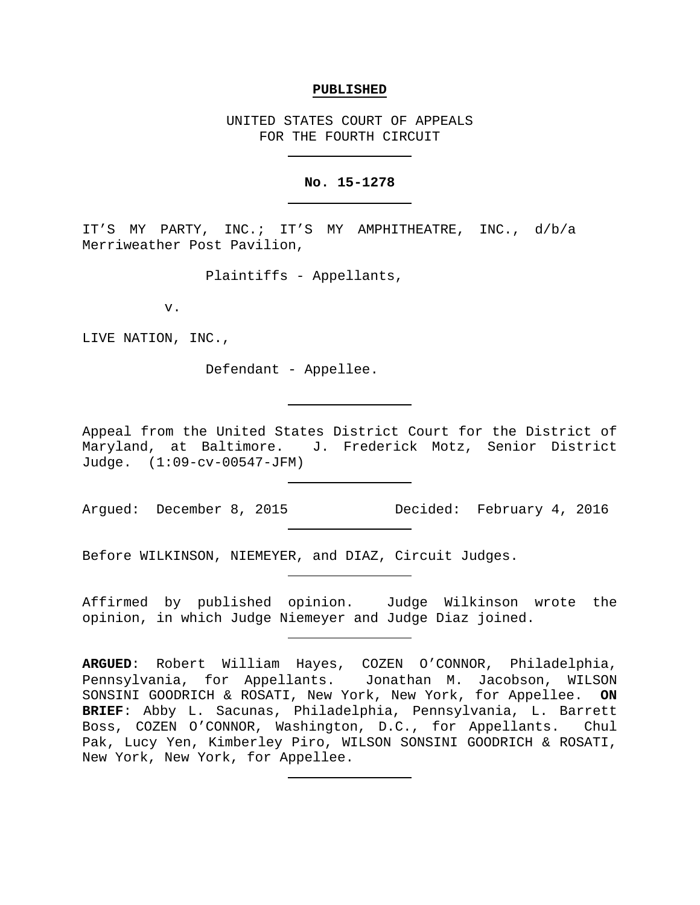**PUBLISHED**

UNITED STATES COURT OF APPEALS
FOR THE FOURTH CIRCUIT

---

**No. 15-1278**

---

IT'S MY PARTY, INC.; IT'S MY AMPHITHEATRE, INC., d/b/a Merriweather Post Pavilion,

Plaintiffs - Appellants,

v.

LIVE NATION, INC.,

Defendant - Appellee.

---

Appeal from the United States District Court for the District of Maryland, at Baltimore. J. Frederick Motz, Senior District Judge. (1:09-cv-00547-JFM)

---

Argued: December 8, 2015 Decided: February 4, 2016

---

Before WILKINSON, NIEMEYER, and DIAZ, Circuit Judges.

---

Affirmed by published opinion. Judge Wilkinson wrote the opinion, in which Judge Niemeyer and Judge Diaz joined.

---

**ARGUED**: Robert William Hayes, COZEN O'CONNOR, Philadelphia, Pennsylvania, for Appellants. Jonathan M. Jacobson, WILSON SONSINI GOODRICH & ROSATI, New York, New York, for Appellee. **ON BRIEF**: Abby L. Sacunas, Philadelphia, Pennsylvania, L. Barrett Boss, COZEN O'CONNOR, Washington, D.C., for Appellants. Chul Pak, Lucy Yen, Kimberley Piro, WILSON SONSINI GOODRICH & ROSATI, New York, New York, for Appellee.

---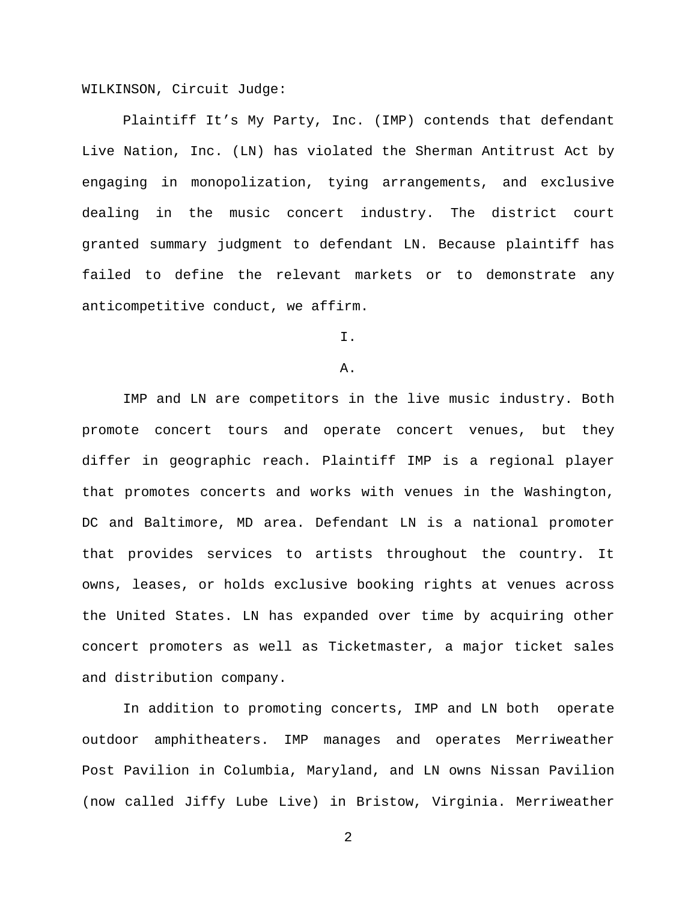WILKINSON, Circuit Judge:

Plaintiff It's My Party, Inc. (IMP) contends that defendant Live Nation, Inc. (LN) has violated the Sherman Antitrust Act by engaging in monopolization, tying arrangements, and exclusive dealing in the music concert industry. The district court granted summary judgment to defendant LN. Because plaintiff has failed to define the relevant markets or to demonstrate any anticompetitive conduct, we affirm.

# I.

## A.

IMP and LN are competitors in the live music industry. Both promote concert tours and operate concert venues, but they differ in geographic reach. Plaintiff IMP is a regional player that promotes concerts and works with venues in the Washington, DC and Baltimore, MD area. Defendant LN is a national promoter that provides services to artists throughout the country. It owns, leases, or holds exclusive booking rights at venues across the United States. LN has expanded over time by acquiring other concert promoters as well as Ticketmaster, a major ticket sales and distribution company.

In addition to promoting concerts, IMP and LN both operate outdoor amphitheaters. IMP manages and operates Merriweather Post Pavilion in Columbia, Maryland, and LN owns Nissan Pavilion (now called Jiffy Lube Live) in Bristow, Virginia. Merriweather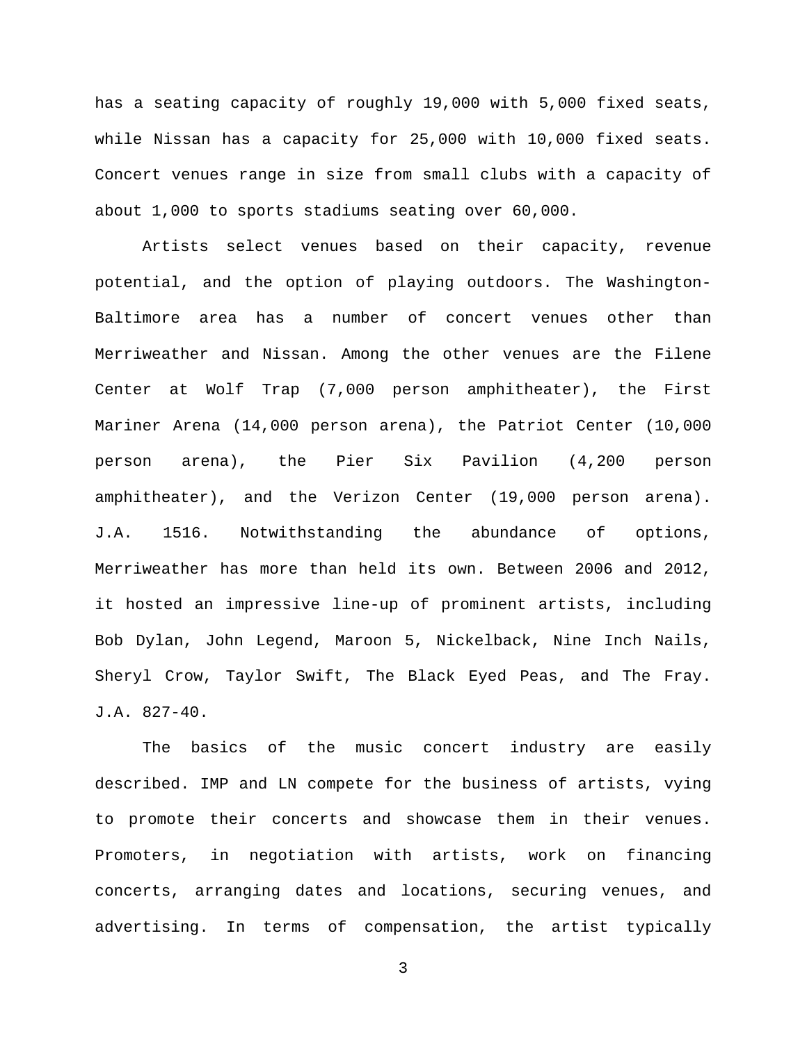has a seating capacity of roughly 19,000 with 5,000 fixed seats, while Nissan has a capacity for 25,000 with 10,000 fixed seats. Concert venues range in size from small clubs with a capacity of about 1,000 to sports stadiums seating over 60,000.

Artists select venues based on their capacity, revenue potential, and the option of playing outdoors. The Washington-Baltimore area has a number of concert venues other than Merriweather and Nissan. Among the other venues are the Filene Center at Wolf Trap (7,000 person amphitheater), the First Mariner Arena (14,000 person arena), the Patriot Center (10,000 person arena), the Pier Six Pavilion (4,200 person amphitheater), and the Verizon Center (19,000 person arena). J.A. 1516. Notwithstanding the abundance of options, Merriweather has more than held its own. Between 2006 and 2012, it hosted an impressive line-up of prominent artists, including Bob Dylan, John Legend, Maroon 5, Nickelback, Nine Inch Nails, Sheryl Crow, Taylor Swift, The Black Eyed Peas, and The Fray. J.A. 827-40.

The basics of the music concert industry are easily described. IMP and LN compete for the business of artists, vying to promote their concerts and showcase them in their venues. Promoters, in negotiation with artists, work on financing concerts, arranging dates and locations, securing venues, and advertising. In terms of compensation, the artist typically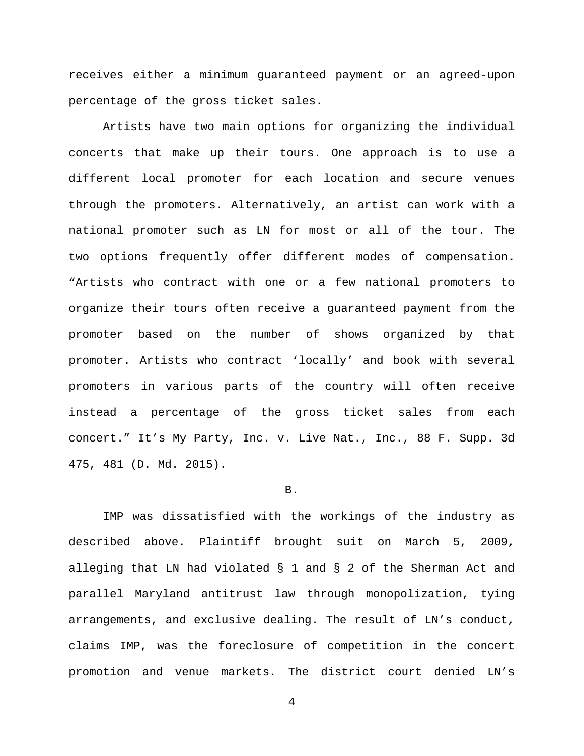receives either a minimum guaranteed payment or an agreed-upon percentage of the gross ticket sales.

Artists have two main options for organizing the individual concerts that make up their tours. One approach is to use a different local promoter for each location and secure venues through the promoters. Alternatively, an artist can work with a national promoter such as LN for most or all of the tour. The two options frequently offer different modes of compensation. "Artists who contract with one or a few national promoters to organize their tours often receive a guaranteed payment from the promoter based on the number of shows organized by that promoter. Artists who contract 'locally' and book with several promoters in various parts of the country will often receive instead a percentage of the gross ticket sales from each concert." It's My Party, Inc. v. Live Nat., Inc., 88 F. Supp. 3d 475, 481 (D. Md. 2015).

B.

IMP was dissatisfied with the workings of the industry as described above. Plaintiff brought suit on March 5, 2009, alleging that LN had violated § 1 and § 2 of the Sherman Act and parallel Maryland antitrust law through monopolization, tying arrangements, and exclusive dealing. The result of LN's conduct, claims IMP, was the foreclosure of competition in the concert promotion and venue markets. The district court denied LN's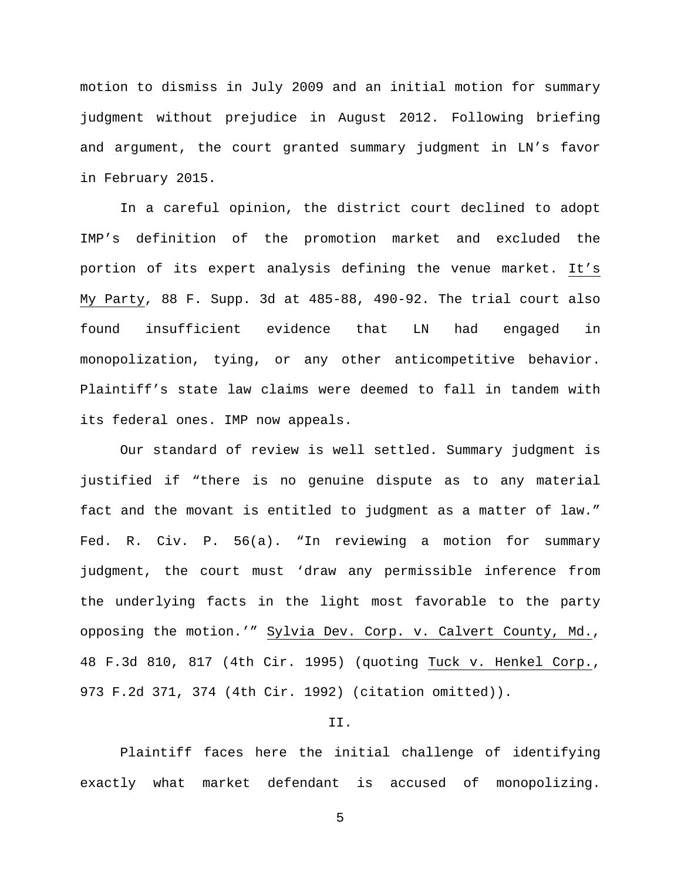motion to dismiss in July 2009 and an initial motion for summary judgment without prejudice in August 2012. Following briefing and argument, the court granted summary judgment in LN's favor in February 2015.

In a careful opinion, the district court declined to adopt IMP's definition of the promotion market and excluded the portion of its expert analysis defining the venue market. It's My Party, 88 F. Supp. 3d at 485-88, 490-92. The trial court also found insufficient evidence that LN had engaged in monopolization, tying, or any other anticompetitive behavior. Plaintiff's state law claims were deemed to fall in tandem with its federal ones. IMP now appeals.

Our standard of review is well settled. Summary judgment is justified if "there is no genuine dispute as to any material fact and the movant is entitled to judgment as a matter of law." Fed. R. Civ. P. 56(a). "In reviewing a motion for summary judgment, the court must 'draw any permissible inference from the underlying facts in the light most favorable to the party opposing the motion.'" Sylvia Dev. Corp. v. Calvert County, Md., 48 F.3d 810, 817 (4th Cir. 1995) (quoting Tuck v. Henkel Corp., 973 F.2d 371, 374 (4th Cir. 1992) (citation omitted)).

II.

Plaintiff faces here the initial challenge of identifying exactly what market defendant is accused of monopolizing.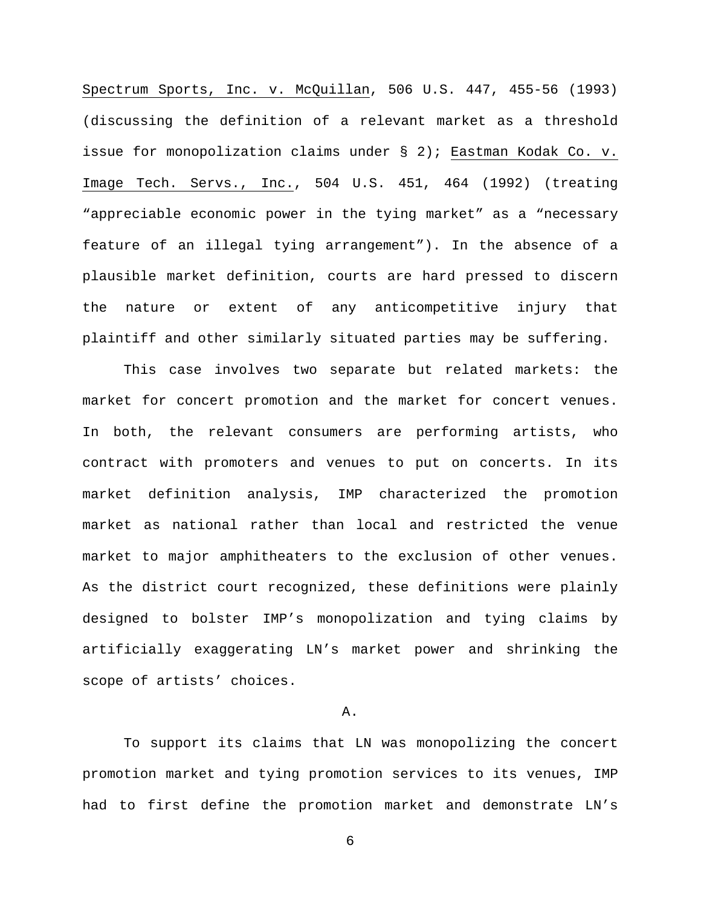Spectrum Sports, Inc. v. McQuillan, 506 U.S. 447, 455-56 (1993) (discussing the definition of a relevant market as a threshold issue for monopolization claims under § 2); Eastman Kodak Co. v. Image Tech. Servs., Inc., 504 U.S. 451, 464 (1992) (treating "appreciable economic power in the tying market" as a "necessary feature of an illegal tying arrangement"). In the absence of a plausible market definition, courts are hard pressed to discern the nature or extent of any anticompetitive injury that plaintiff and other similarly situated parties may be suffering.

This case involves two separate but related markets: the market for concert promotion and the market for concert venues. In both, the relevant consumers are performing artists, who contract with promoters and venues to put on concerts. In its market definition analysis, IMP characterized the promotion market as national rather than local and restricted the venue market to major amphitheaters to the exclusion of other venues. As the district court recognized, these definitions were plainly designed to bolster IMP's monopolization and tying claims by artificially exaggerating LN's market power and shrinking the scope of artists' choices.

A.

To support its claims that LN was monopolizing the concert promotion market and tying promotion services to its venues, IMP had to first define the promotion market and demonstrate LN's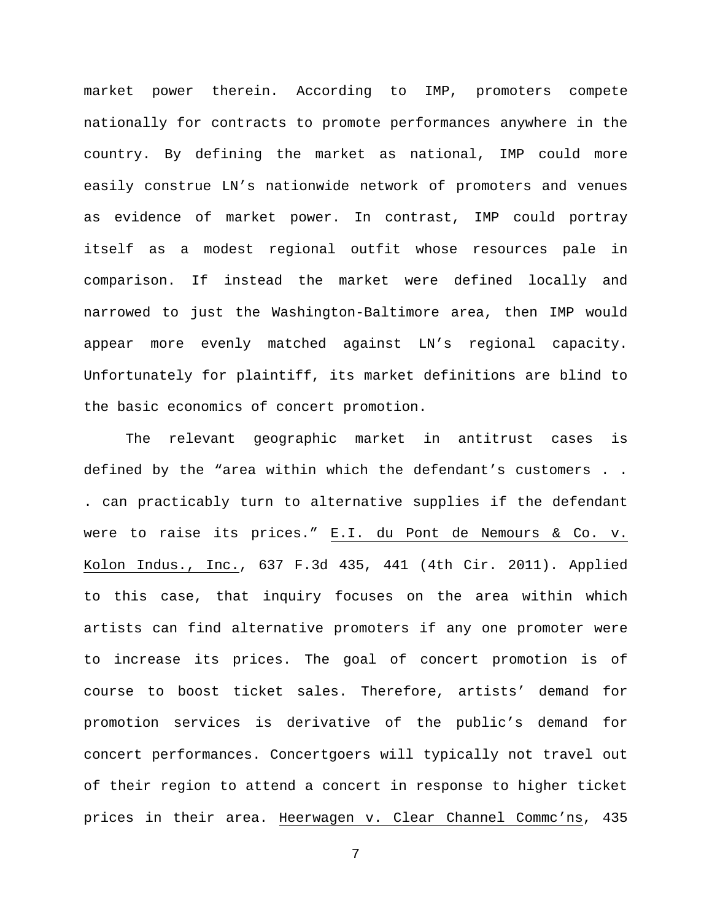market power therein. According to IMP, promoters compete nationally for contracts to promote performances anywhere in the country. By defining the market as national, IMP could more easily construe LN's nationwide network of promoters and venues as evidence of market power. In contrast, IMP could portray itself as a modest regional outfit whose resources pale in comparison. If instead the market were defined locally and narrowed to just the Washington-Baltimore area, then IMP would appear more evenly matched against LN's regional capacity. Unfortunately for plaintiff, its market definitions are blind to the basic economics of concert promotion.

The relevant geographic market in antitrust cases is defined by the "area within which the defendant's customers . . . can practicably turn to alternative supplies if the defendant were to raise its prices." E.I. du Pont de Nemours & Co. v. Kolon Indus., Inc., 637 F.3d 435, 441 (4th Cir. 2011). Applied to this case, that inquiry focuses on the area within which artists can find alternative promoters if any one promoter were to increase its prices. The goal of concert promotion is of course to boost ticket sales. Therefore, artists' demand for promotion services is derivative of the public's demand for concert performances. Concertgoers will typically not travel out of their region to attend a concert in response to higher ticket prices in their area. Heerwagen v. Clear Channel Commc'ns, 435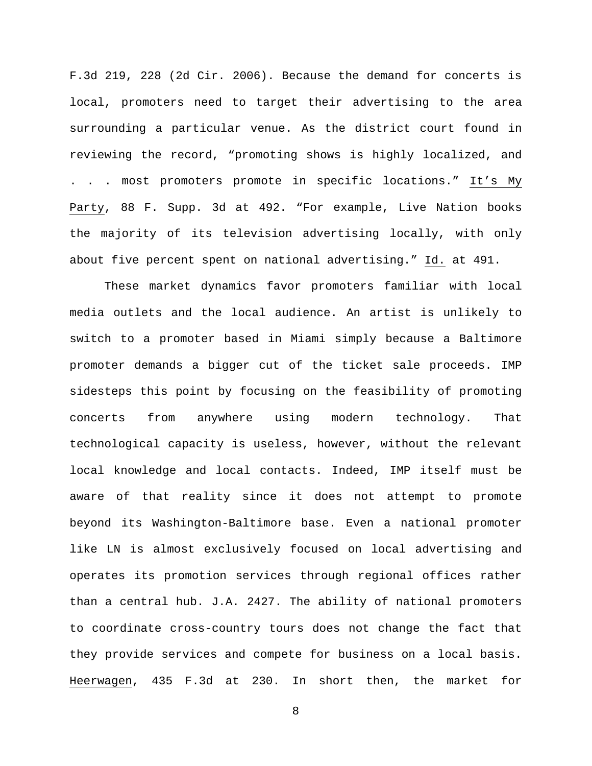F.3d 219, 228 (2d Cir. 2006). Because the demand for concerts is local, promoters need to target their advertising to the area surrounding a particular venue. As the district court found in reviewing the record, "promoting shows is highly localized, and . . . most promoters promote in specific locations." It's My Party, 88 F. Supp. 3d at 492. "For example, Live Nation books the majority of its television advertising locally, with only about five percent spent on national advertising." Id. at 491.

These market dynamics favor promoters familiar with local media outlets and the local audience. An artist is unlikely to switch to a promoter based in Miami simply because a Baltimore promoter demands a bigger cut of the ticket sale proceeds. IMP sidesteps this point by focusing on the feasibility of promoting concerts from anywhere using modern technology. That technological capacity is useless, however, without the relevant local knowledge and local contacts. Indeed, IMP itself must be aware of that reality since it does not attempt to promote beyond its Washington-Baltimore base. Even a national promoter like LN is almost exclusively focused on local advertising and operates its promotion services through regional offices rather than a central hub. J.A. 2427. The ability of national promoters to coordinate cross-country tours does not change the fact that they provide services and compete for business on a local basis. Heerwagen, 435 F.3d at 230. In short then, the market for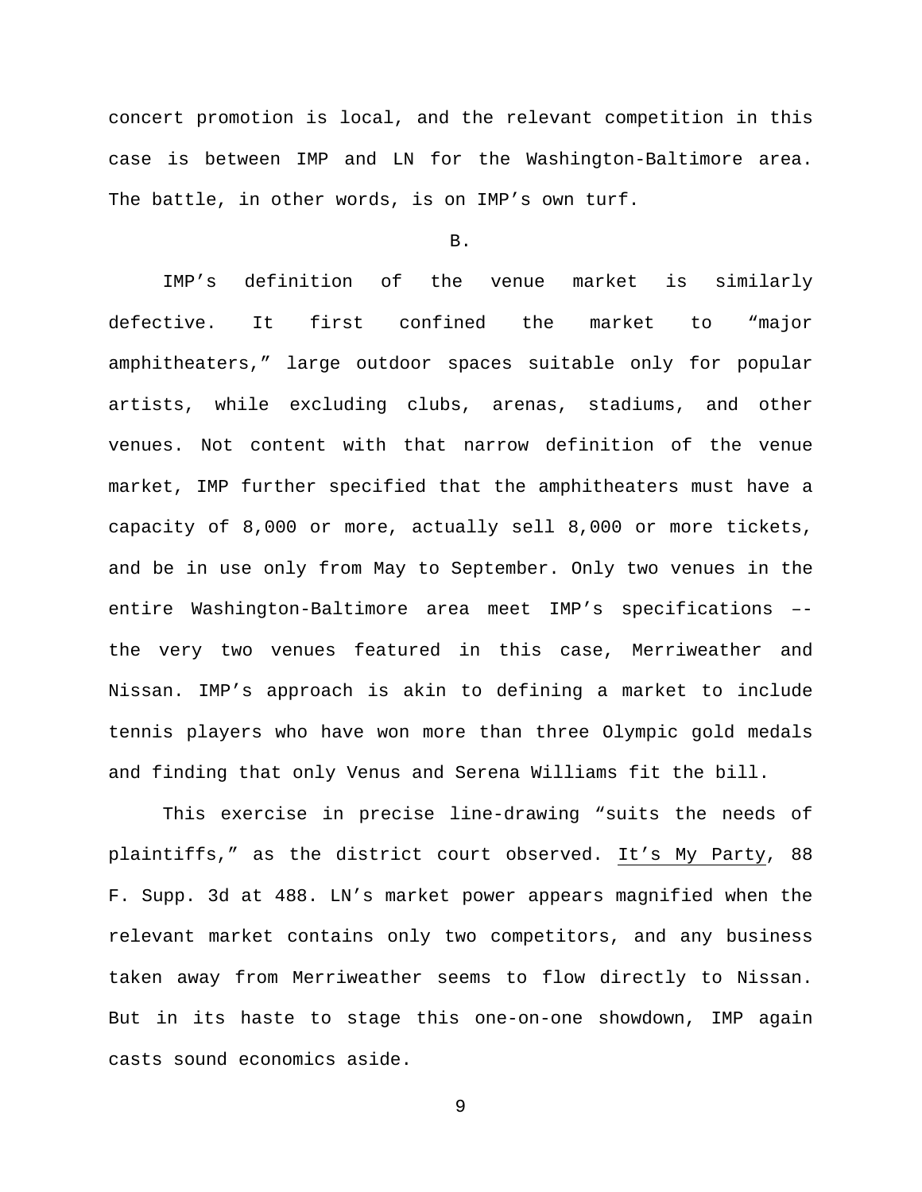concert promotion is local, and the relevant competition in this case is between IMP and LN for the Washington-Baltimore area. The battle, in other words, is on IMP's own turf.

B.

IMP's definition of the venue market is similarly defective. It first confined the market to "major amphitheaters," large outdoor spaces suitable only for popular artists, while excluding clubs, arenas, stadiums, and other venues. Not content with that narrow definition of the venue market, IMP further specified that the amphitheaters must have a capacity of 8,000 or more, actually sell 8,000 or more tickets, and be in use only from May to September. Only two venues in the entire Washington-Baltimore area meet IMP's specifications –- the very two venues featured in this case, Merriweather and Nissan. IMP's approach is akin to defining a market to include tennis players who have won more than three Olympic gold medals and finding that only Venus and Serena Williams fit the bill.

This exercise in precise line-drawing "suits the needs of plaintiffs," as the district court observed. It's My Party, 88 F. Supp. 3d at 488. LN's market power appears magnified when the relevant market contains only two competitors, and any business taken away from Merriweather seems to flow directly to Nissan. But in its haste to stage this one-on-one showdown, IMP again casts sound economics aside.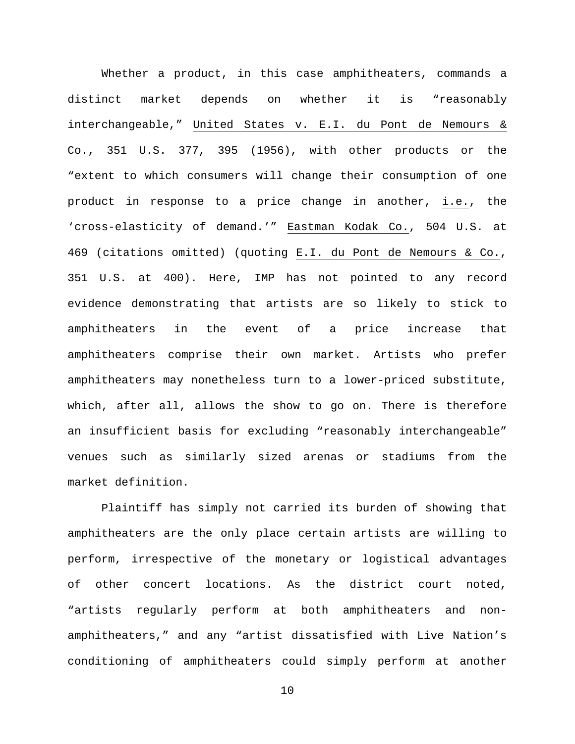Whether a product, in this case amphitheaters, commands a distinct market depends on whether it is "reasonably interchangeable," United States v. E.I. du Pont de Nemours & Co., 351 U.S. 377, 395 (1956), with other products or the "extent to which consumers will change their consumption of one product in response to a price change in another, i.e., the 'cross-elasticity of demand.'" Eastman Kodak Co., 504 U.S. at 469 (citations omitted) (quoting E.I. du Pont de Nemours & Co., 351 U.S. at 400). Here, IMP has not pointed to any record evidence demonstrating that artists are so likely to stick to amphitheaters in the event of a price increase that amphitheaters comprise their own market. Artists who prefer amphitheaters may nonetheless turn to a lower-priced substitute, which, after all, allows the show to go on. There is therefore an insufficient basis for excluding "reasonably interchangeable" venues such as similarly sized arenas or stadiums from the market definition.

Plaintiff has simply not carried its burden of showing that amphitheaters are the only place certain artists are willing to perform, irrespective of the monetary or logistical advantages of other concert locations. As the district court noted, "artists regularly perform at both amphitheaters and non-amphitheaters," and any "artist dissatisfied with Live Nation's conditioning of amphitheaters could simply perform at another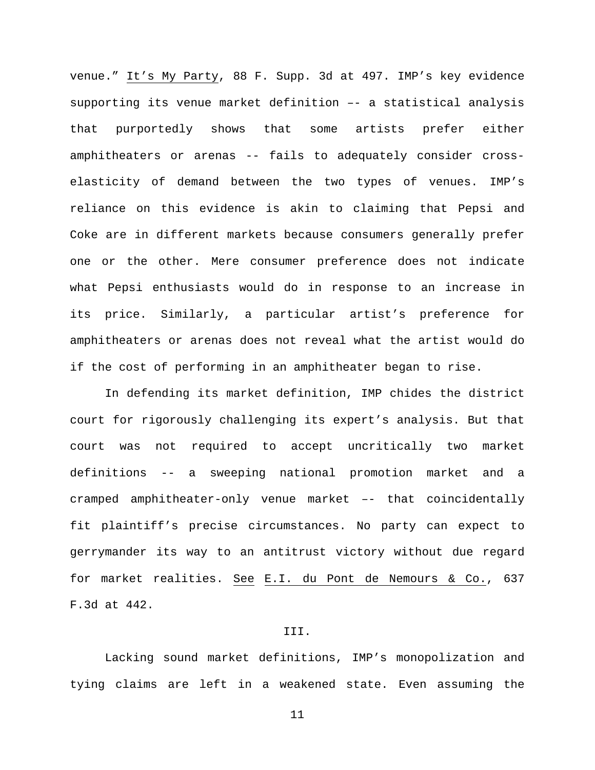venue." It's My Party, 88 F. Supp. 3d at 497. IMP's key evidence supporting its venue market definition –- a statistical analysis that purportedly shows that some artists prefer either amphitheaters or arenas -- fails to adequately consider cross-elasticity of demand between the two types of venues. IMP's reliance on this evidence is akin to claiming that Pepsi and Coke are in different markets because consumers generally prefer one or the other. Mere consumer preference does not indicate what Pepsi enthusiasts would do in response to an increase in its price. Similarly, a particular artist's preference for amphitheaters or arenas does not reveal what the artist would do if the cost of performing in an amphitheater began to rise.

In defending its market definition, IMP chides the district court for rigorously challenging its expert's analysis. But that court was not required to accept uncritically two market definitions -- a sweeping national promotion market and a cramped amphitheater-only venue market –- that coincidentally fit plaintiff's precise circumstances. No party can expect to gerrymander its way to an antitrust victory without due regard for market realities. See E.I. du Pont de Nemours & Co., 637 F.3d at 442.

## III.

Lacking sound market definitions, IMP's monopolization and tying claims are left in a weakened state. Even assuming the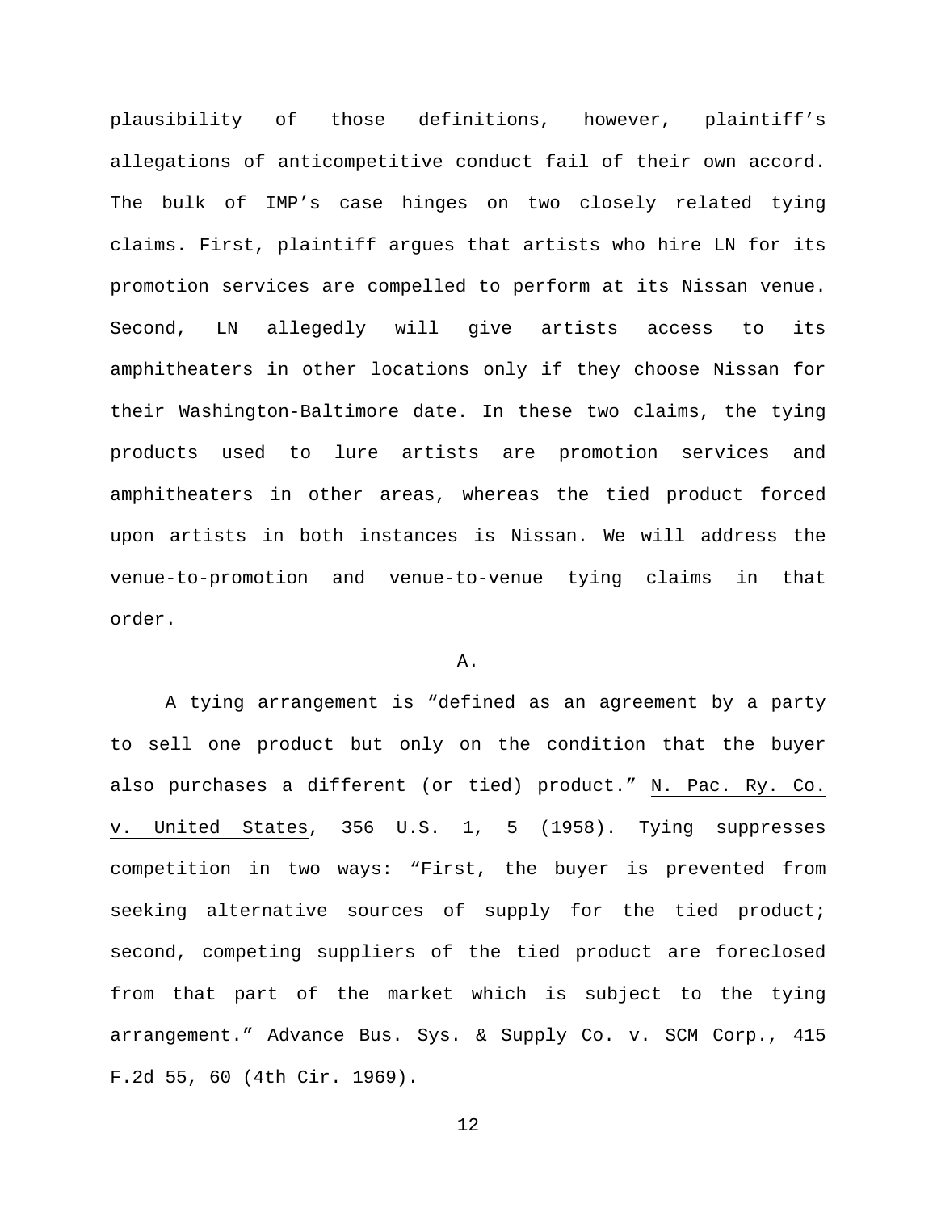plausibility of those definitions, however, plaintiff's allegations of anticompetitive conduct fail of their own accord. The bulk of IMP's case hinges on two closely related tying claims. First, plaintiff argues that artists who hire LN for its promotion services are compelled to perform at its Nissan venue. Second, LN allegedly will give artists access to its amphitheaters in other locations only if they choose Nissan for their Washington-Baltimore date. In these two claims, the tying products used to lure artists are promotion services and amphitheaters in other areas, whereas the tied product forced upon artists in both instances is Nissan. We will address the venue-to-promotion and venue-to-venue tying claims in that order.

A.

A tying arrangement is "defined as an agreement by a party to sell one product but only on the condition that the buyer also purchases a different (or tied) product." N. Pac. Ry. Co. v. United States, 356 U.S. 1, 5 (1958). Tying suppresses competition in two ways: "First, the buyer is prevented from seeking alternative sources of supply for the tied product; second, competing suppliers of the tied product are foreclosed from that part of the market which is subject to the tying arrangement." Advance Bus. Sys. & Supply Co. v. SCM Corp., 415 F.2d 55, 60 (4th Cir. 1969).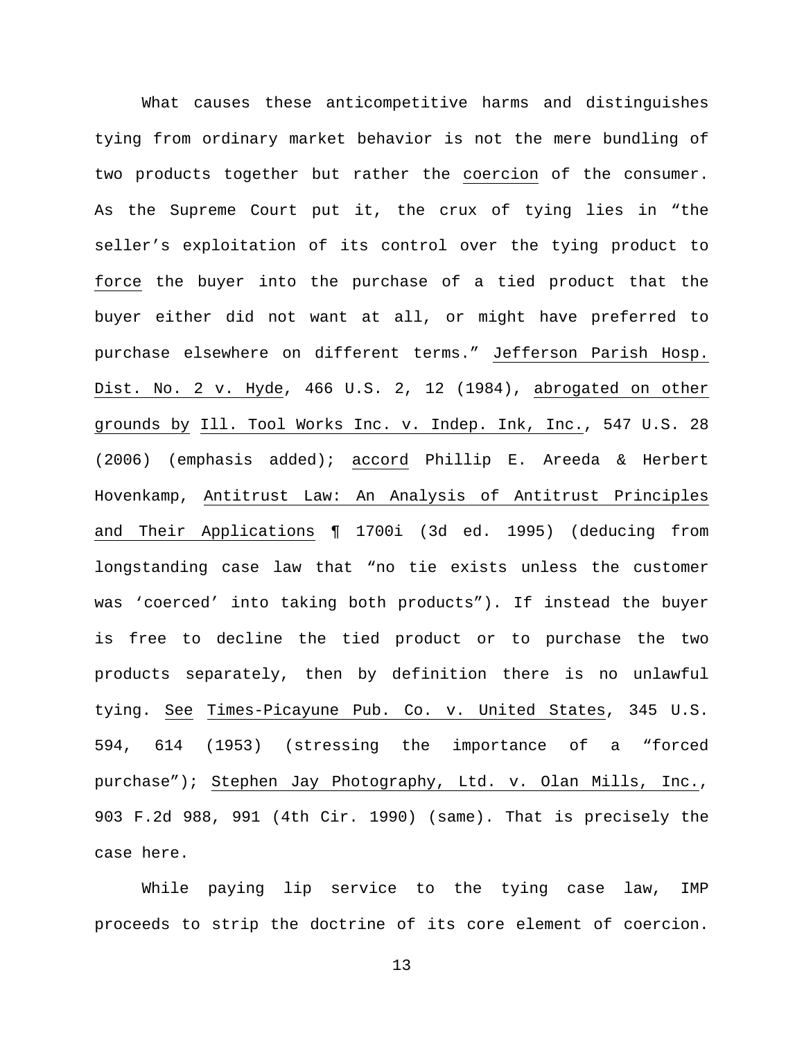What causes these anticompetitive harms and distinguishes tying from ordinary market behavior is not the mere bundling of two products together but rather the _coercion_ of the consumer. As the Supreme Court put it, the crux of tying lies in "the seller's exploitation of its control over the tying product to _force_ the buyer into the purchase of a tied product that the buyer either did not want at all, or might have preferred to purchase elsewhere on different terms." _Jefferson Parish Hosp. Dist. No. 2 v. Hyde_, 466 U.S. 2, 12 (1984), _abrogated on other grounds by_ _Ill. Tool Works Inc. v. Indep. Ink, Inc._, 547 U.S. 28 (2006) (emphasis added); _accord_ Phillip E. Areeda & Herbert Hovenkamp, _Antitrust Law: An Analysis of Antitrust Principles and Their Applications_ ¶ 1700i (3d ed. 1995) (deducing from longstanding case law that "no tie exists unless the customer was 'coerced' into taking both products"). If instead the buyer is free to decline the tied product or to purchase the two products separately, then by definition there is no unlawful tying. _See_ _Times-Picayune Pub. Co. v. United States_, 345 U.S. 594, 614 (1953) (stressing the importance of a "forced purchase"); _Stephen Jay Photography, Ltd. v. Olan Mills, Inc._, 903 F.2d 988, 991 (4th Cir. 1990) (same). That is precisely the case here.

While paying lip service to the tying case law, IMP proceeds to strip the doctrine of its core element of coercion.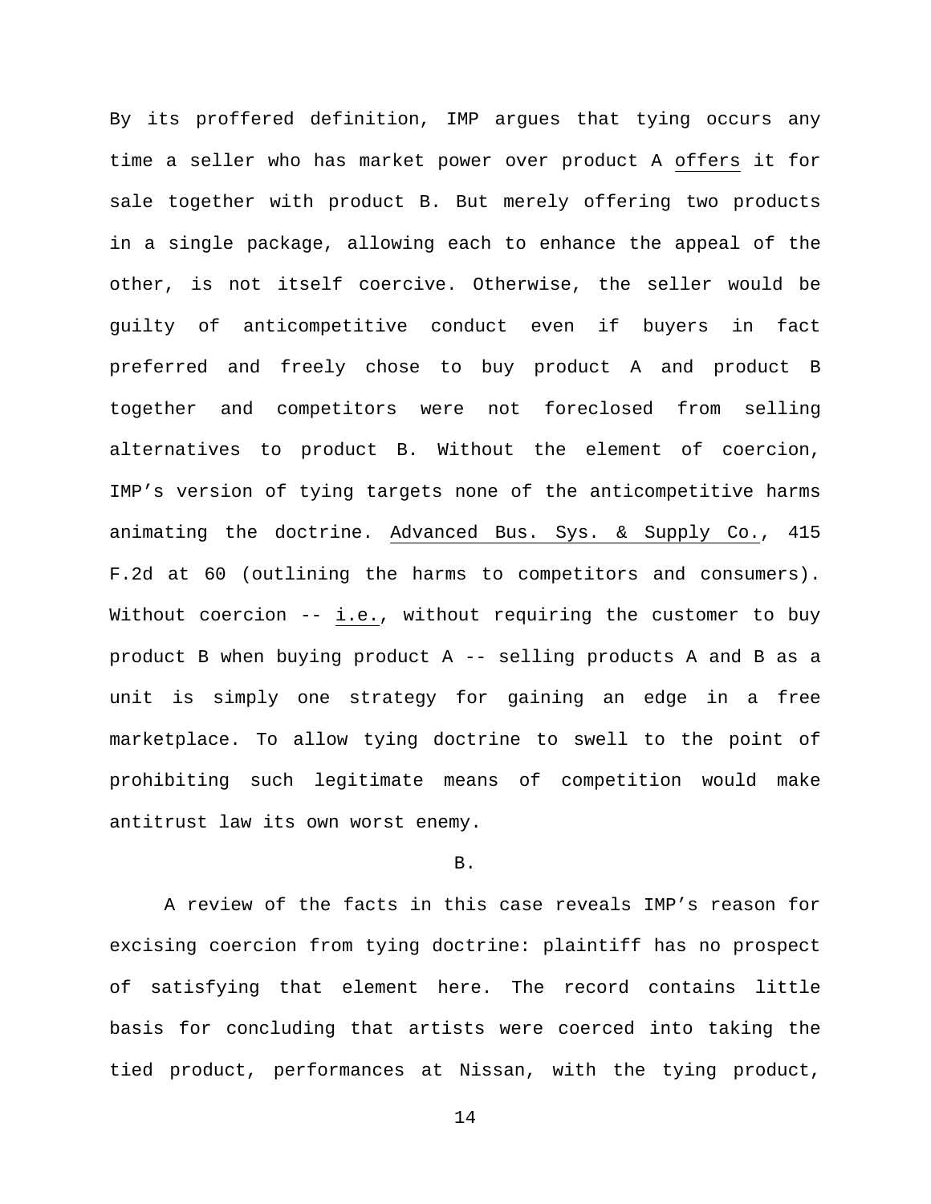By its proffered definition, IMP argues that tying occurs any time a seller who has market power over product A offers it for sale together with product B. But merely offering two products in a single package, allowing each to enhance the appeal of the other, is not itself coercive. Otherwise, the seller would be guilty of anticompetitive conduct even if buyers in fact preferred and freely chose to buy product A and product B together and competitors were not foreclosed from selling alternatives to product B. Without the element of coercion, IMP's version of tying targets none of the anticompetitive harms animating the doctrine. Advanced Bus. Sys. & Supply Co., 415 F.2d at 60 (outlining the harms to competitors and consumers). Without coercion -- i.e., without requiring the customer to buy product B when buying product A -- selling products A and B as a unit is simply one strategy for gaining an edge in a free marketplace. To allow tying doctrine to swell to the point of prohibiting such legitimate means of competition would make antitrust law its own worst enemy.

B.

A review of the facts in this case reveals IMP's reason for excising coercion from tying doctrine: plaintiff has no prospect of satisfying that element here. The record contains little basis for concluding that artists were coerced into taking the tied product, performances at Nissan, with the tying product,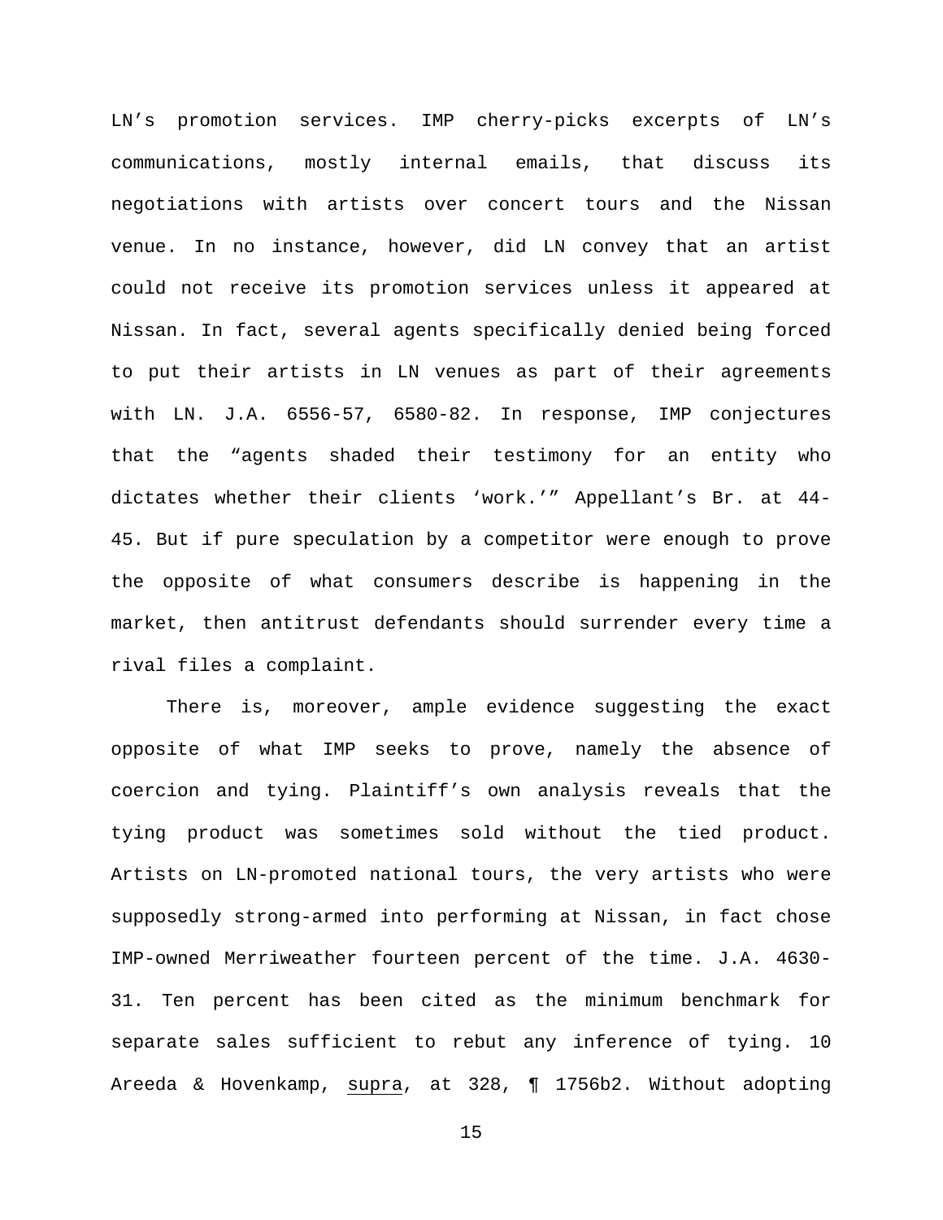LN's promotion services. IMP cherry-picks excerpts of LN's communications, mostly internal emails, that discuss its negotiations with artists over concert tours and the Nissan venue. In no instance, however, did LN convey that an artist could not receive its promotion services unless it appeared at Nissan. In fact, several agents specifically denied being forced to put their artists in LN venues as part of their agreements with LN. J.A. 6556-57, 6580-82. In response, IMP conjectures that the "agents shaded their testimony for an entity who dictates whether their clients 'work.'" Appellant's Br. at 44-45. But if pure speculation by a competitor were enough to prove the opposite of what consumers describe is happening in the market, then antitrust defendants should surrender every time a rival files a complaint.

There is, moreover, ample evidence suggesting the exact opposite of what IMP seeks to prove, namely the absence of coercion and tying. Plaintiff's own analysis reveals that the tying product was sometimes sold without the tied product. Artists on LN-promoted national tours, the very artists who were supposedly strong-armed into performing at Nissan, in fact chose IMP-owned Merriweather fourteen percent of the time. J.A. 4630-31. Ten percent has been cited as the minimum benchmark for separate sales sufficient to rebut any inference of tying. 10 Areeda & Hovenkamp, <u>supra</u>, at 328, ¶ 1756b2. Without adopting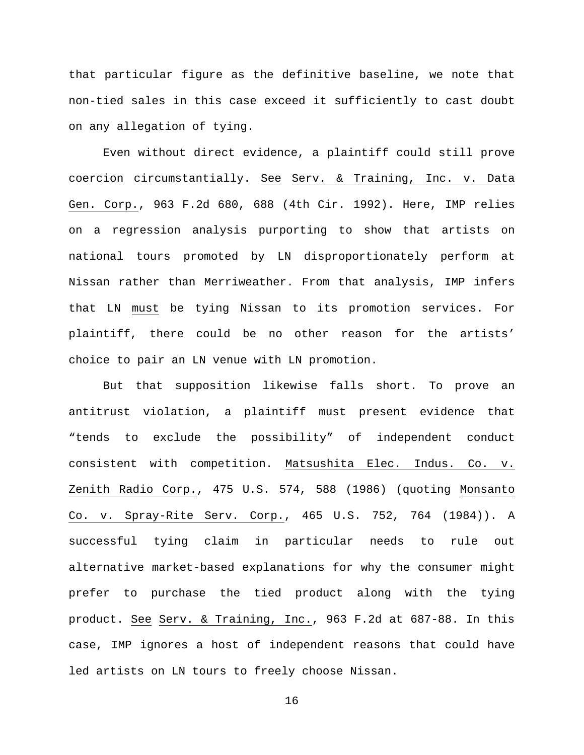that particular figure as the definitive baseline, we note that non-tied sales in this case exceed it sufficiently to cast doubt on any allegation of tying.

Even without direct evidence, a plaintiff could still prove coercion circumstantially. See Serv. & Training, Inc. v. Data Gen. Corp., 963 F.2d 680, 688 (4th Cir. 1992). Here, IMP relies on a regression analysis purporting to show that artists on national tours promoted by LN disproportionately perform at Nissan rather than Merriweather. From that analysis, IMP infers that LN must be tying Nissan to its promotion services. For plaintiff, there could be no other reason for the artists' choice to pair an LN venue with LN promotion.

But that supposition likewise falls short. To prove an antitrust violation, a plaintiff must present evidence that "tends to exclude the possibility" of independent conduct consistent with competition. Matsushita Elec. Indus. Co. v. Zenith Radio Corp., 475 U.S. 574, 588 (1986) (quoting Monsanto Co. v. Spray-Rite Serv. Corp., 465 U.S. 752, 764 (1984)). A successful tying claim in particular needs to rule out alternative market-based explanations for why the consumer might prefer to purchase the tied product along with the tying product. See Serv. & Training, Inc., 963 F.2d at 687-88. In this case, IMP ignores a host of independent reasons that could have led artists on LN tours to freely choose Nissan.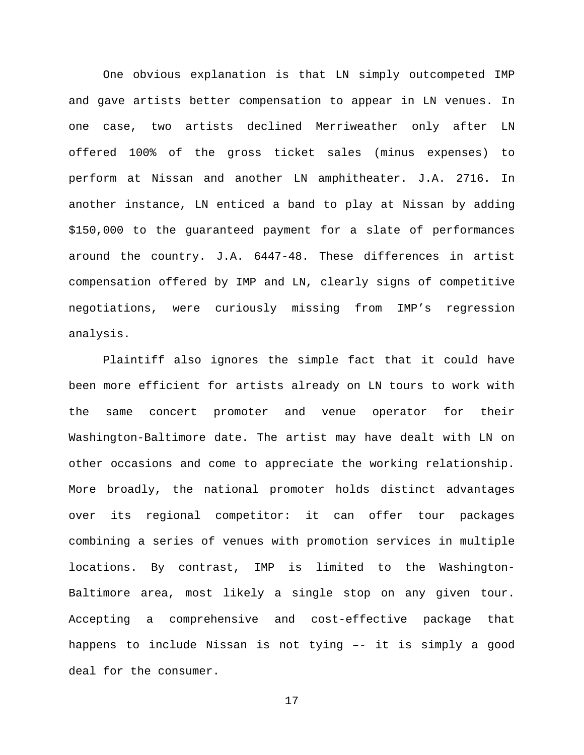One obvious explanation is that LN simply outcompeted IMP and gave artists better compensation to appear in LN venues. In one case, two artists declined Merriweather only after LN offered 100% of the gross ticket sales (minus expenses) to perform at Nissan and another LN amphitheater. J.A. 2716. In another instance, LN enticed a band to play at Nissan by adding $150,000 to the guaranteed payment for a slate of performances around the country. J.A. 6447-48. These differences in artist compensation offered by IMP and LN, clearly signs of competitive negotiations, were curiously missing from IMP's regression analysis.

Plaintiff also ignores the simple fact that it could have been more efficient for artists already on LN tours to work with the same concert promoter and venue operator for their Washington-Baltimore date. The artist may have dealt with LN on other occasions and come to appreciate the working relationship. More broadly, the national promoter holds distinct advantages over its regional competitor: it can offer tour packages combining a series of venues with promotion services in multiple locations. By contrast, IMP is limited to the Washington-Baltimore area, most likely a single stop on any given tour. Accepting a comprehensive and cost-effective package that happens to include Nissan is not tying –- it is simply a good deal for the consumer.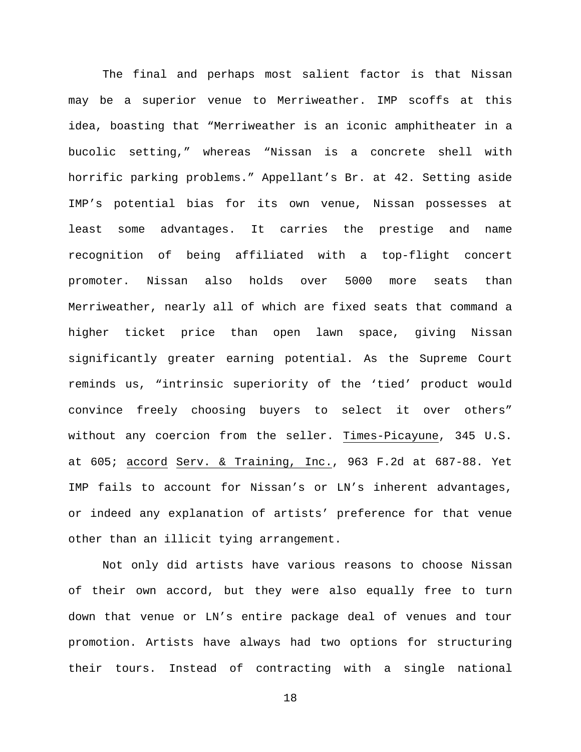The final and perhaps most salient factor is that Nissan may be a superior venue to Merriweather. IMP scoffs at this idea, boasting that "Merriweather is an iconic amphitheater in a bucolic setting," whereas "Nissan is a concrete shell with horrific parking problems." Appellant's Br. at 42. Setting aside IMP's potential bias for its own venue, Nissan possesses at least some advantages. It carries the prestige and name recognition of being affiliated with a top-flight concert promoter. Nissan also holds over 5000 more seats than Merriweather, nearly all of which are fixed seats that command a higher ticket price than open lawn space, giving Nissan significantly greater earning potential. As the Supreme Court reminds us, "intrinsic superiority of the 'tied' product would convince freely choosing buyers to select it over others" without any coercion from the seller. Times-Picayune, 345 U.S. at 605; accord Serv. & Training, Inc., 963 F.2d at 687-88. Yet IMP fails to account for Nissan's or LN's inherent advantages, or indeed any explanation of artists' preference for that venue other than an illicit tying arrangement.

Not only did artists have various reasons to choose Nissan of their own accord, but they were also equally free to turn down that venue or LN's entire package deal of venues and tour promotion. Artists have always had two options for structuring their tours. Instead of contracting with a single national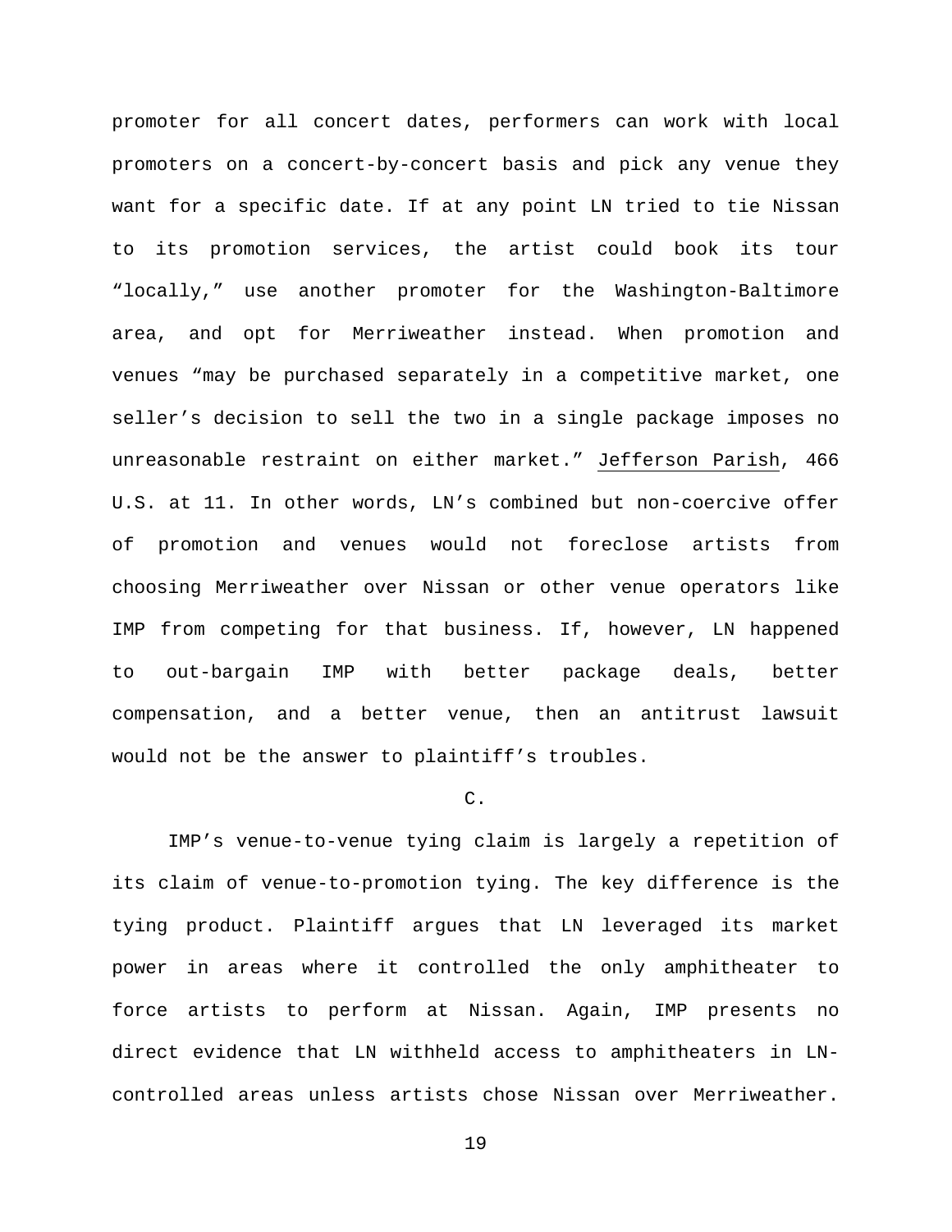promoter for all concert dates, performers can work with local promoters on a concert-by-concert basis and pick any venue they want for a specific date. If at any point LN tried to tie Nissan to its promotion services, the artist could book its tour "locally," use another promoter for the Washington-Baltimore area, and opt for Merriweather instead. When promotion and venues "may be purchased separately in a competitive market, one seller's decision to sell the two in a single package imposes no unreasonable restraint on either market." Jefferson Parish, 466 U.S. at 11. In other words, LN's combined but non-coercive offer of promotion and venues would not foreclose artists from choosing Merriweather over Nissan or other venue operators like IMP from competing for that business. If, however, LN happened to out-bargain IMP with better package deals, better compensation, and a better venue, then an antitrust lawsuit would not be the answer to plaintiff's troubles.

C.

IMP's venue-to-venue tying claim is largely a repetition of its claim of venue-to-promotion tying. The key difference is the tying product. Plaintiff argues that LN leveraged its market power in areas where it controlled the only amphitheater to force artists to perform at Nissan. Again, IMP presents no direct evidence that LN withheld access to amphitheaters in LN-controlled areas unless artists chose Nissan over Merriweather.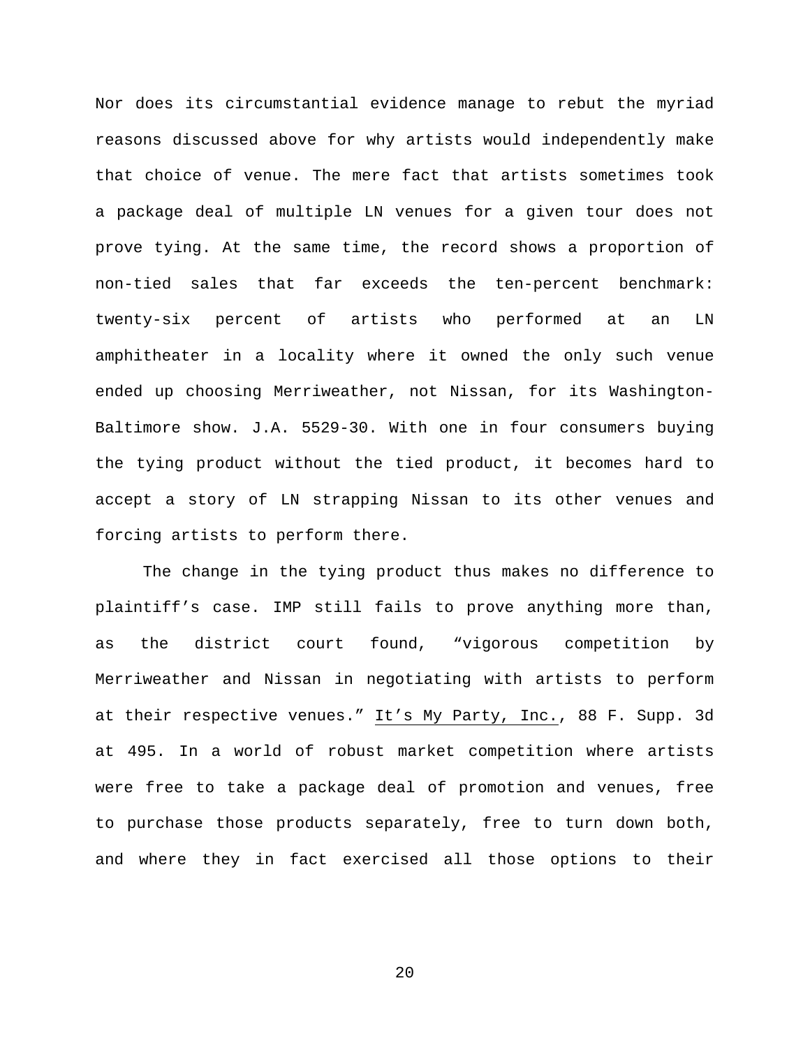Nor does its circumstantial evidence manage to rebut the myriad reasons discussed above for why artists would independently make that choice of venue. The mere fact that artists sometimes took a package deal of multiple LN venues for a given tour does not prove tying. At the same time, the record shows a proportion of non-tied sales that far exceeds the ten-percent benchmark: twenty-six percent of artists who performed at an LN amphitheater in a locality where it owned the only such venue ended up choosing Merriweather, not Nissan, for its Washington-Baltimore show. J.A. 5529-30. With one in four consumers buying the tying product without the tied product, it becomes hard to accept a story of LN strapping Nissan to its other venues and forcing artists to perform there.

The change in the tying product thus makes no difference to plaintiff's case. IMP still fails to prove anything more than, as the district court found, "vigorous competition by Merriweather and Nissan in negotiating with artists to perform at their respective venues." It's My Party, Inc., 88 F. Supp. 3d at 495. In a world of robust market competition where artists were free to take a package deal of promotion and venues, free to purchase those products separately, free to turn down both, and where they in fact exercised all those options to their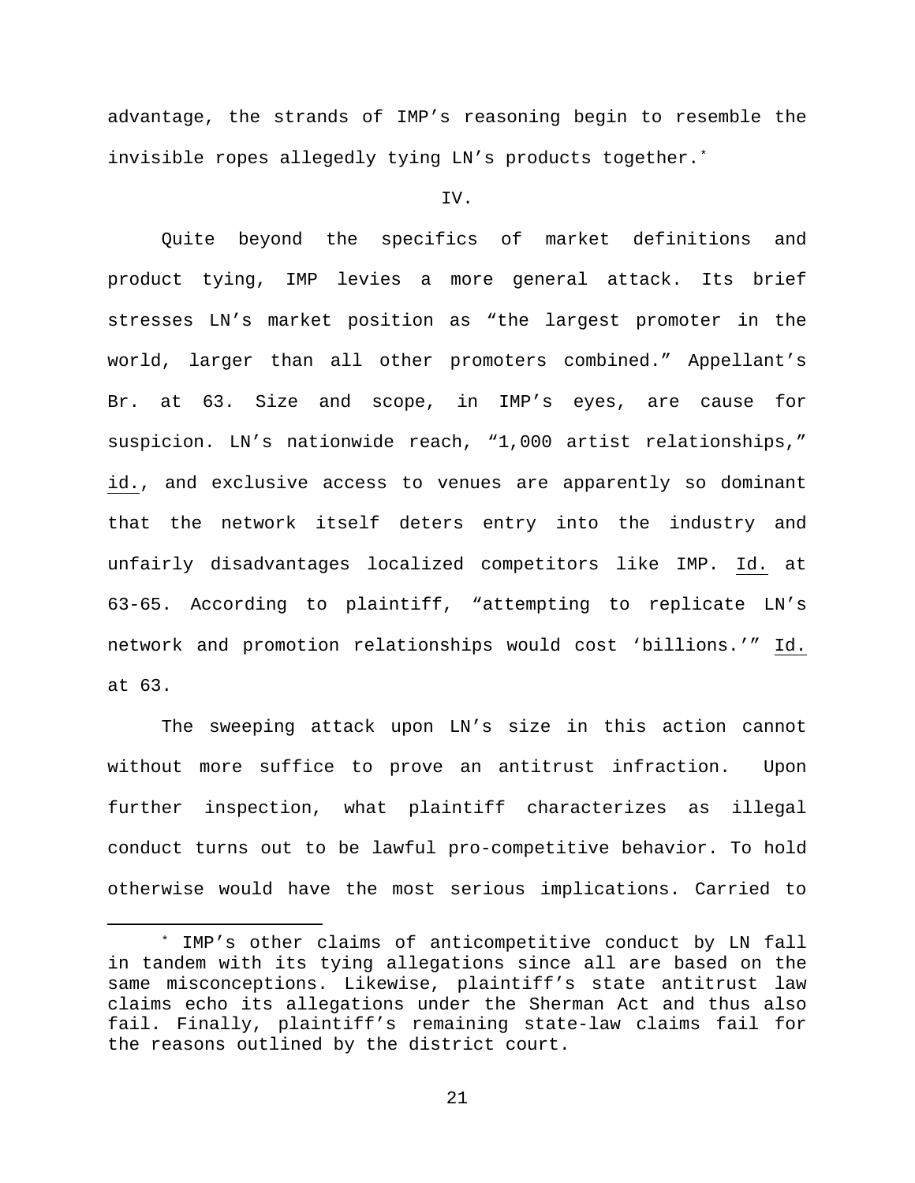advantage, the strands of IMP's reasoning begin to resemble the invisible ropes allegedly tying LN's products together.*

IV.

Quite beyond the specifics of market definitions and product tying, IMP levies a more general attack. Its brief stresses LN's market position as "the largest promoter in the world, larger than all other promoters combined." Appellant's Br. at 63. Size and scope, in IMP's eyes, are cause for suspicion. LN's nationwide reach, "1,000 artist relationships," id., and exclusive access to venues are apparently so dominant that the network itself deters entry into the industry and unfairly disadvantages localized competitors like IMP. Id. at 63-65. According to plaintiff, "attempting to replicate LN's network and promotion relationships would cost 'billions.'" Id. at 63.

The sweeping attack upon LN's size in this action cannot without more suffice to prove an antitrust infraction. Upon further inspection, what plaintiff characterizes as illegal conduct turns out to be lawful pro-competitive behavior. To hold otherwise would have the most serious implications. Carried to

---

* IMP's other claims of anticompetitive conduct by LN fall in tandem with its tying allegations since all are based on the same misconceptions. Likewise, plaintiff's state antitrust law claims echo its allegations under the Sherman Act and thus also fail. Finally, plaintiff's remaining state-law claims fail for the reasons outlined by the district court.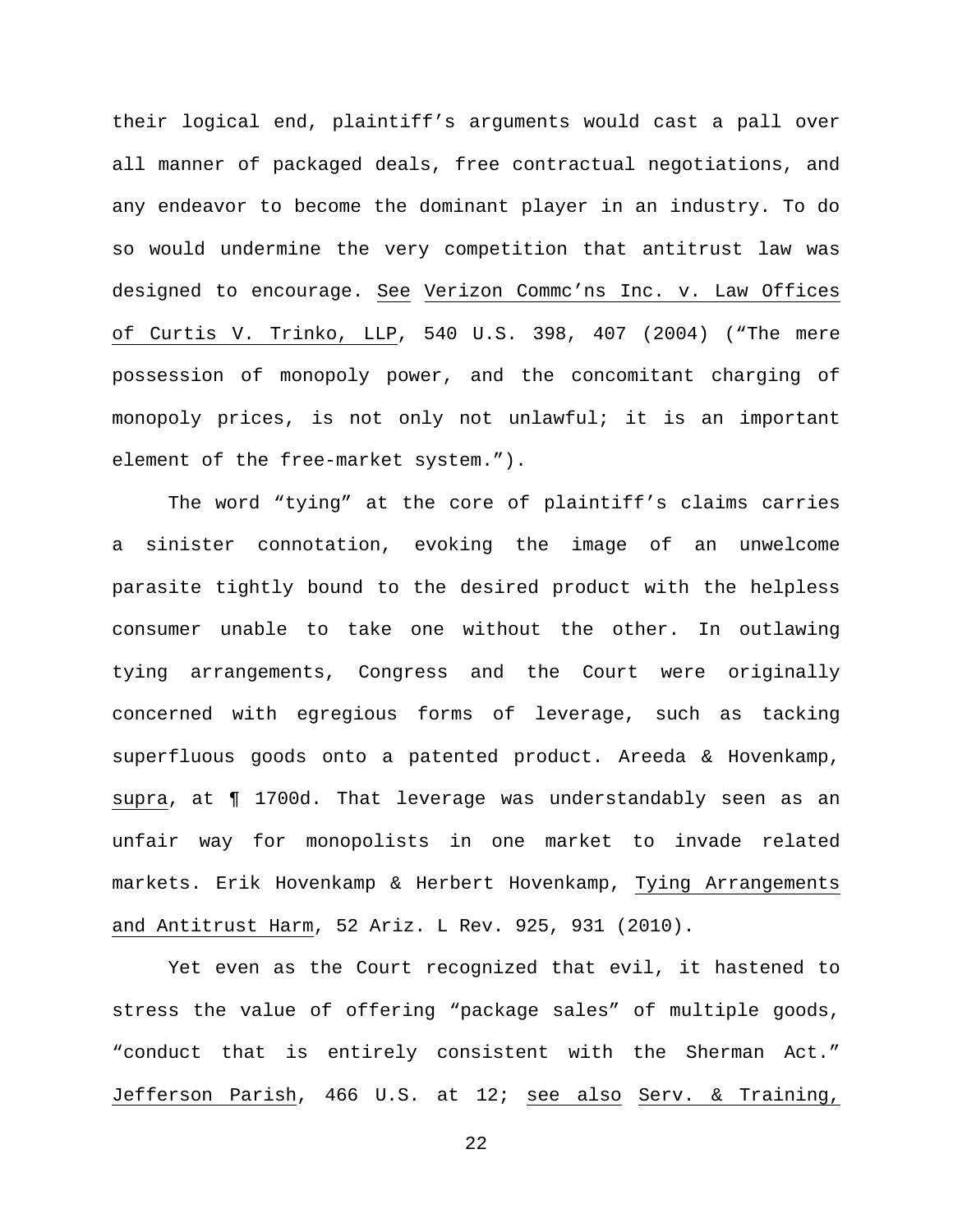their logical end, plaintiff's arguments would cast a pall over all manner of packaged deals, free contractual negotiations, and any endeavor to become the dominant player in an industry. To do so would undermine the very competition that antitrust law was designed to encourage. See Verizon Commc'ns Inc. v. Law Offices of Curtis V. Trinko, LLP, 540 U.S. 398, 407 (2004) ("The mere possession of monopoly power, and the concomitant charging of monopoly prices, is not only not unlawful; it is an important element of the free-market system.").

The word "tying" at the core of plaintiff's claims carries a sinister connotation, evoking the image of an unwelcome parasite tightly bound to the desired product with the helpless consumer unable to take one without the other. In outlawing tying arrangements, Congress and the Court were originally concerned with egregious forms of leverage, such as tacking superfluous goods onto a patented product. Areeda & Hovenkamp, supra, at ¶ 1700d. That leverage was understandably seen as an unfair way for monopolists in one market to invade related markets. Erik Hovenkamp & Herbert Hovenkamp, Tying Arrangements and Antitrust Harm, 52 Ariz. L Rev. 925, 931 (2010).

Yet even as the Court recognized that evil, it hastened to stress the value of offering "package sales" of multiple goods, "conduct that is entirely consistent with the Sherman Act." Jefferson Parish, 466 U.S. at 12; see also Serv. & Training,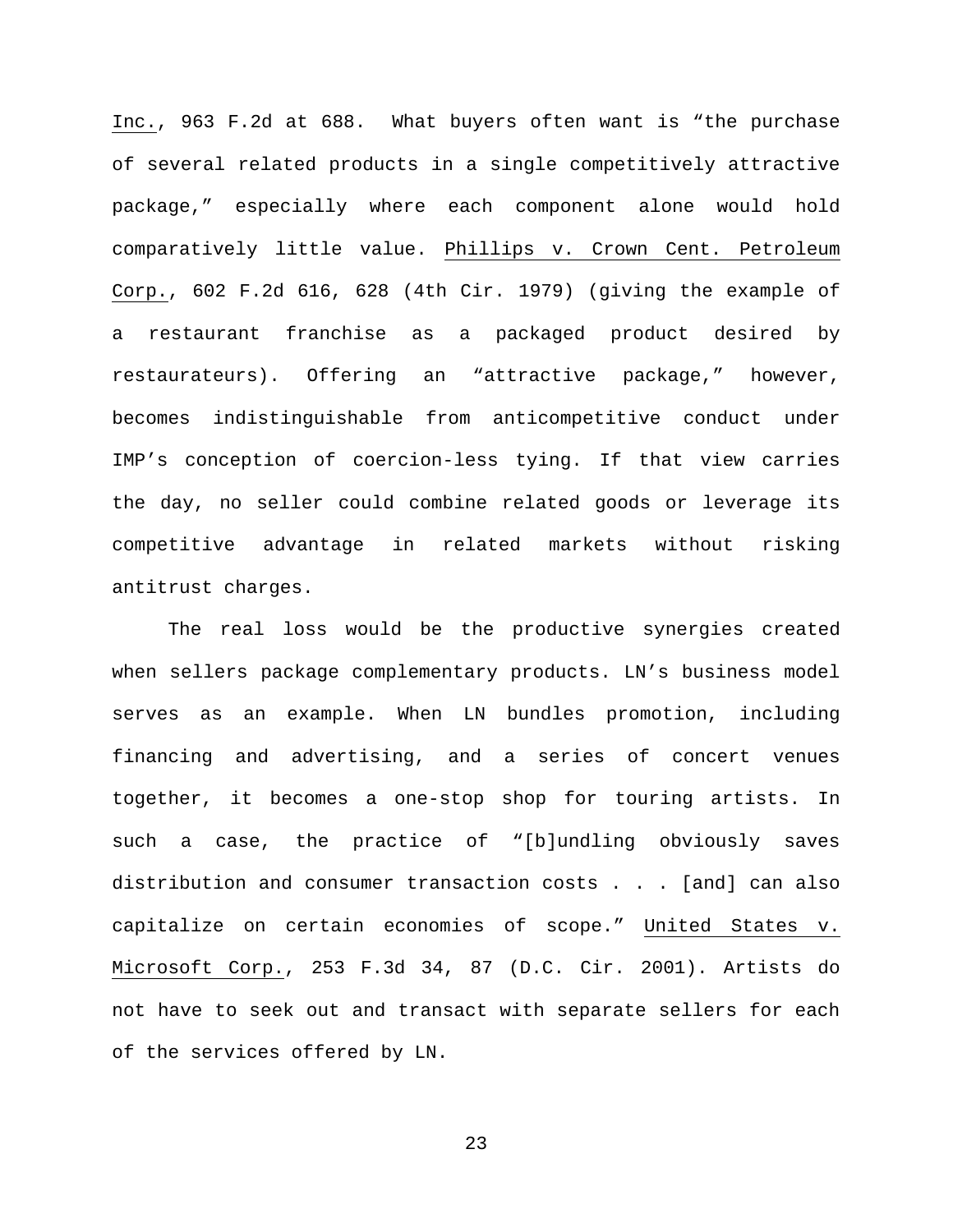Inc., 963 F.2d at 688. What buyers often want is "the purchase of several related products in a single competitively attractive package," especially where each component alone would hold comparatively little value. Phillips v. Crown Cent. Petroleum Corp., 602 F.2d 616, 628 (4th Cir. 1979) (giving the example of a restaurant franchise as a packaged product desired by restaurateurs). Offering an "attractive package," however, becomes indistinguishable from anticompetitive conduct under IMP's conception of coercion-less tying. If that view carries the day, no seller could combine related goods or leverage its competitive advantage in related markets without risking antitrust charges.

The real loss would be the productive synergies created when sellers package complementary products. LN's business model serves as an example. When LN bundles promotion, including financing and advertising, and a series of concert venues together, it becomes a one-stop shop for touring artists. In such a case, the practice of "[b]undling obviously saves distribution and consumer transaction costs . . . [and] can also capitalize on certain economies of scope." United States v. Microsoft Corp., 253 F.3d 34, 87 (D.C. Cir. 2001). Artists do not have to seek out and transact with separate sellers for each of the services offered by LN.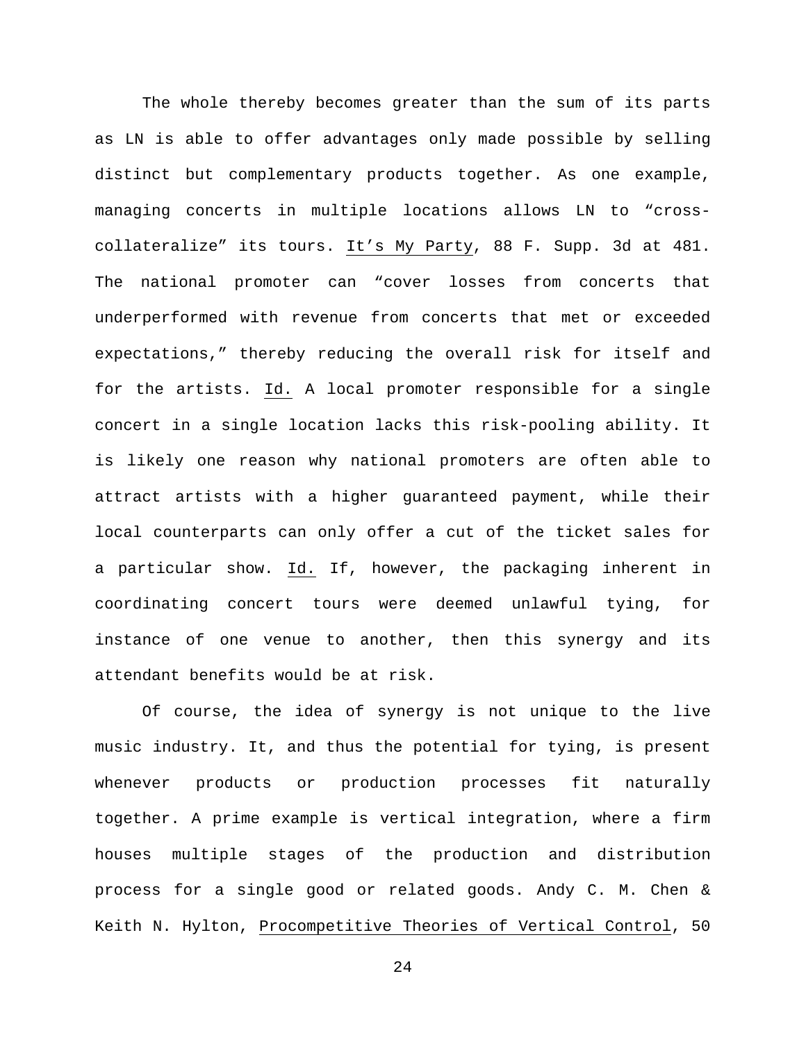The whole thereby becomes greater than the sum of its parts as LN is able to offer advantages only made possible by selling distinct but complementary products together. As one example, managing concerts in multiple locations allows LN to "cross-collateralize" its tours. It's My Party, 88 F. Supp. 3d at 481. The national promoter can "cover losses from concerts that underperformed with revenue from concerts that met or exceeded expectations," thereby reducing the overall risk for itself and for the artists. Id. A local promoter responsible for a single concert in a single location lacks this risk-pooling ability. It is likely one reason why national promoters are often able to attract artists with a higher guaranteed payment, while their local counterparts can only offer a cut of the ticket sales for a particular show. Id. If, however, the packaging inherent in coordinating concert tours were deemed unlawful tying, for instance of one venue to another, then this synergy and its attendant benefits would be at risk.

Of course, the idea of synergy is not unique to the live music industry. It, and thus the potential for tying, is present whenever products or production processes fit naturally together. A prime example is vertical integration, where a firm houses multiple stages of the production and distribution process for a single good or related goods. Andy C. M. Chen & Keith N. Hylton, Procompetitive Theories of Vertical Control, 50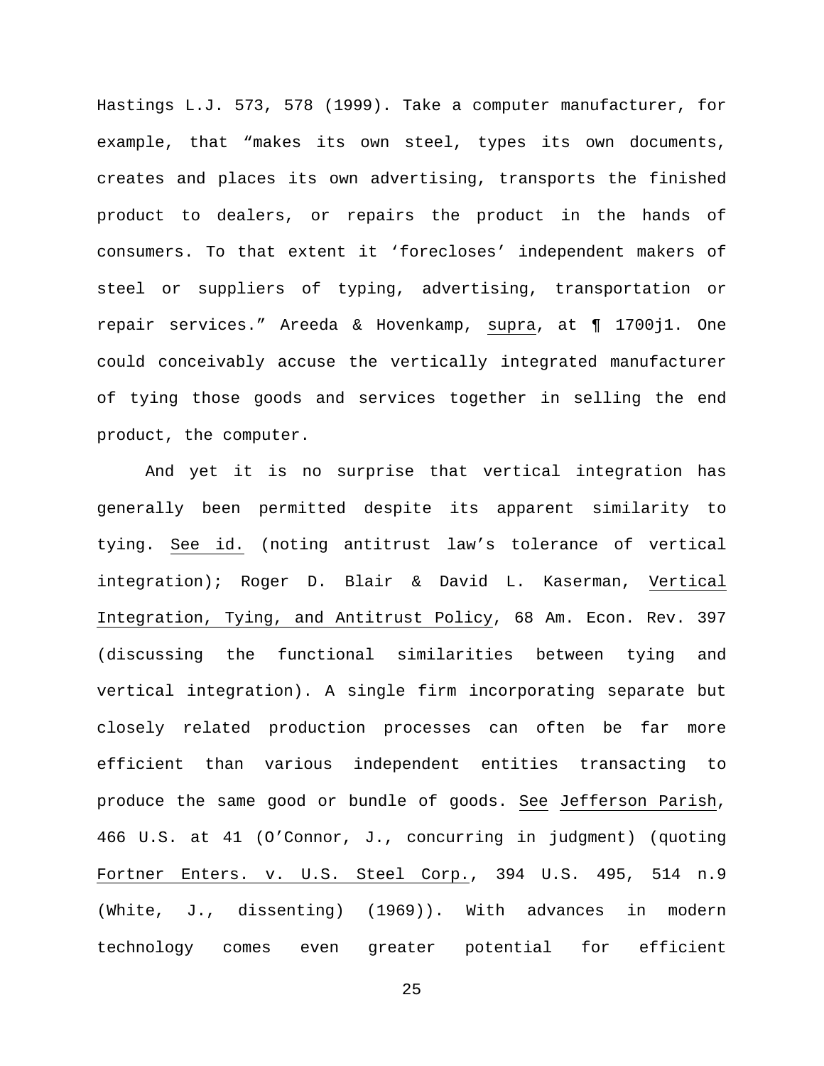Hastings L.J. 573, 578 (1999). Take a computer manufacturer, for example, that "makes its own steel, types its own documents, creates and places its own advertising, transports the finished product to dealers, or repairs the product in the hands of consumers. To that extent it 'forecloses' independent makers of steel or suppliers of typing, advertising, transportation or repair services." Areeda & Hovenkamp, _supra_, at ¶ 1700j1. One could conceivably accuse the vertically integrated manufacturer of tying those goods and services together in selling the end product, the computer.

And yet it is no surprise that vertical integration has generally been permitted despite its apparent similarity to tying. _See id._ (noting antitrust law's tolerance of vertical integration); Roger D. Blair & David L. Kaserman, _Vertical Integration, Tying, and Antitrust Policy_, 68 Am. Econ. Rev. 397 (discussing the functional similarities between tying and vertical integration). A single firm incorporating separate but closely related production processes can often be far more efficient than various independent entities transacting to produce the same good or bundle of goods. _See_ _Jefferson Parish_, 466 U.S. at 41 (O'Connor, J., concurring in judgment) (quoting _Fortner Enters. v. U.S. Steel Corp._, 394 U.S. 495, 514 n.9 (White, J., dissenting) (1969)). With advances in modern technology comes even greater potential for efficient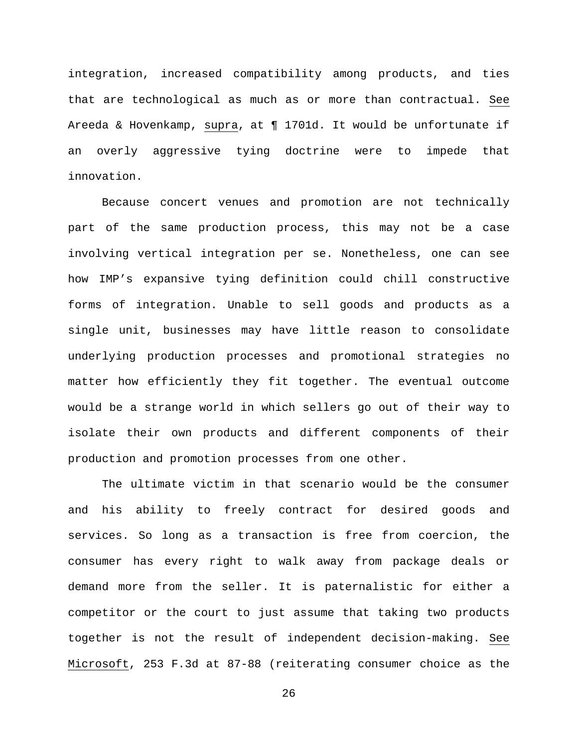integration, increased compatibility among products, and ties that are technological as much as or more than contractual. See Areeda & Hovenkamp, supra, at ¶ 1701d. It would be unfortunate if an overly aggressive tying doctrine were to impede that innovation.

Because concert venues and promotion are not technically part of the same production process, this may not be a case involving vertical integration per se. Nonetheless, one can see how IMP's expansive tying definition could chill constructive forms of integration. Unable to sell goods and products as a single unit, businesses may have little reason to consolidate underlying production processes and promotional strategies no matter how efficiently they fit together. The eventual outcome would be a strange world in which sellers go out of their way to isolate their own products and different components of their production and promotion processes from one other.

The ultimate victim in that scenario would be the consumer and his ability to freely contract for desired goods and services. So long as a transaction is free from coercion, the consumer has every right to walk away from package deals or demand more from the seller. It is paternalistic for either a competitor or the court to just assume that taking two products together is not the result of independent decision-making. See Microsoft, 253 F.3d at 87-88 (reiterating consumer choice as the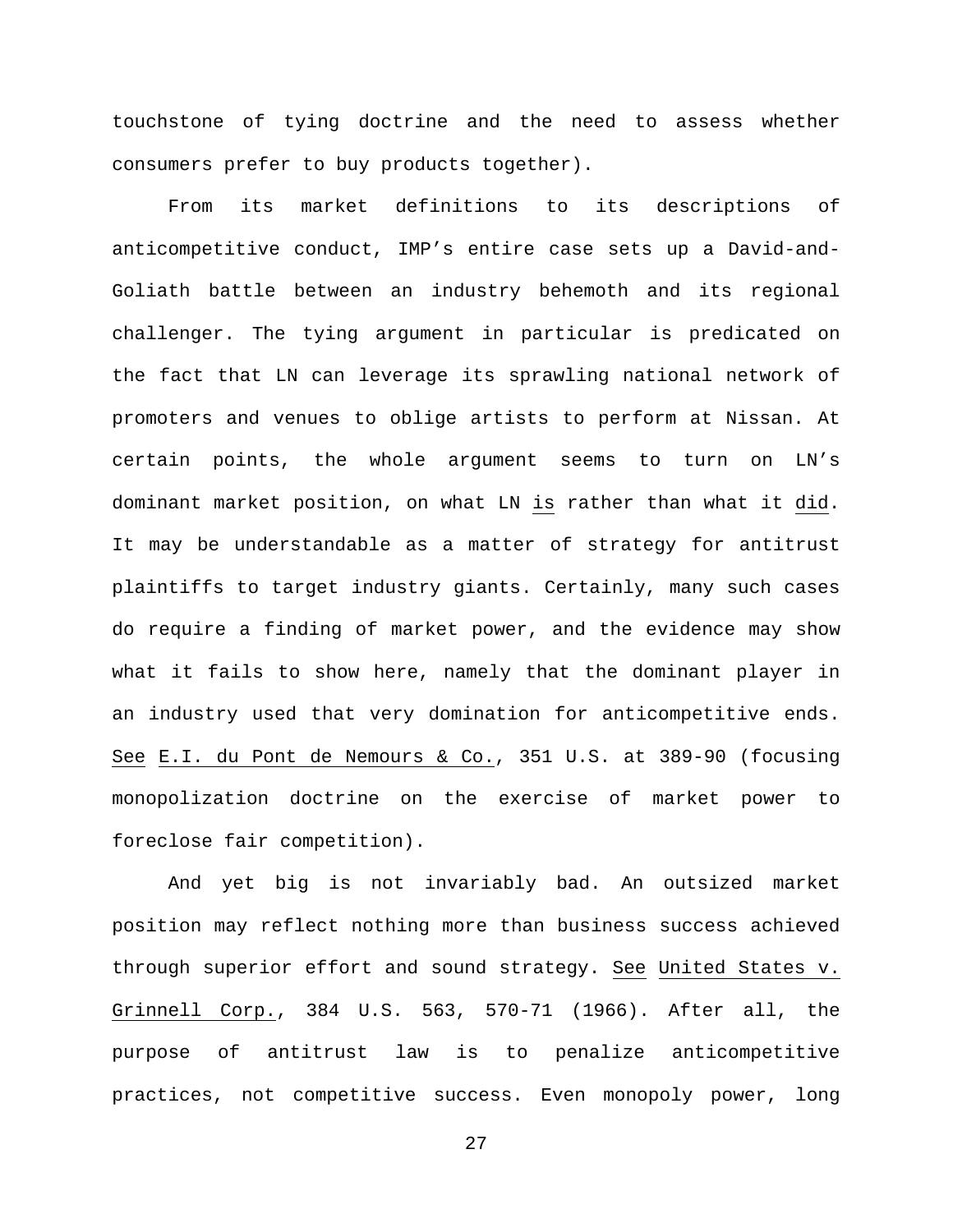touchstone of tying doctrine and the need to assess whether consumers prefer to buy products together).

From its market definitions to its descriptions of anticompetitive conduct, IMP's entire case sets up a David-and-Goliath battle between an industry behemoth and its regional challenger. The tying argument in particular is predicated on the fact that LN can leverage its sprawling national network of promoters and venues to oblige artists to perform at Nissan. At certain points, the whole argument seems to turn on LN's dominant market position, on what LN is rather than what it did. It may be understandable as a matter of strategy for antitrust plaintiffs to target industry giants. Certainly, many such cases do require a finding of market power, and the evidence may show what it fails to show here, namely that the dominant player in an industry used that very domination for anticompetitive ends. See E.I. du Pont de Nemours & Co., 351 U.S. at 389-90 (focusing monopolization doctrine on the exercise of market power to foreclose fair competition).

And yet big is not invariably bad. An outsized market position may reflect nothing more than business success achieved through superior effort and sound strategy. See United States v. Grinnell Corp., 384 U.S. 563, 570-71 (1966). After all, the purpose of antitrust law is to penalize anticompetitive practices, not competitive success. Even monopoly power, long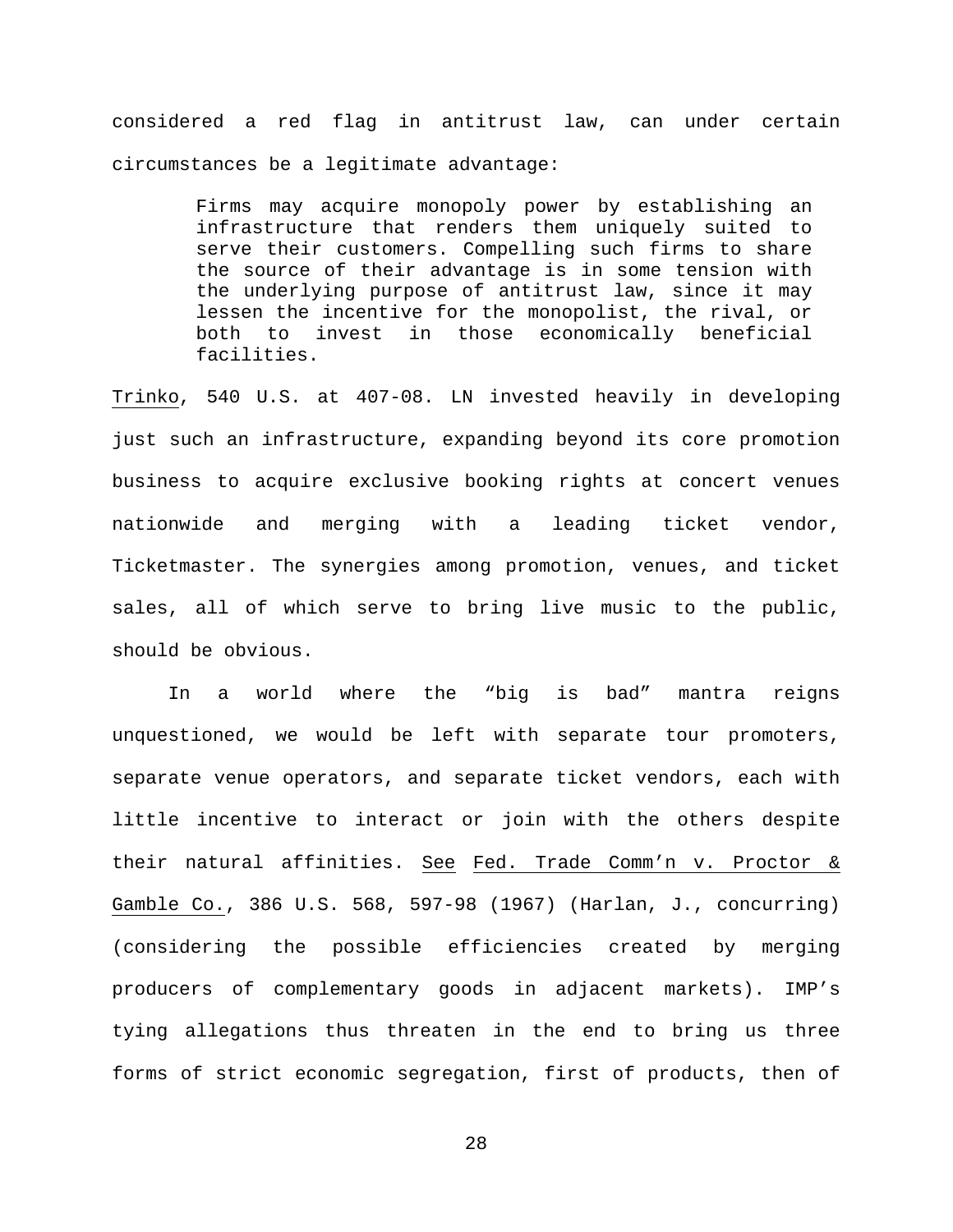considered a red flag in antitrust law, can under certain circumstances be a legitimate advantage:

> Firms may acquire monopoly power by establishing an infrastructure that renders them uniquely suited to serve their customers. Compelling such firms to share the source of their advantage is in some tension with the underlying purpose of antitrust law, since it may lessen the incentive for the monopolist, the rival, or both to invest in those economically beneficial facilities.

Trinko, 540 U.S. at 407-08. LN invested heavily in developing just such an infrastructure, expanding beyond its core promotion business to acquire exclusive booking rights at concert venues nationwide and merging with a leading ticket vendor, Ticketmaster. The synergies among promotion, venues, and ticket sales, all of which serve to bring live music to the public, should be obvious.

In a world where the "big is bad" mantra reigns unquestioned, we would be left with separate tour promoters, separate venue operators, and separate ticket vendors, each with little incentive to interact or join with the others despite their natural affinities. See Fed. Trade Comm'n v. Proctor & Gamble Co., 386 U.S. 568, 597-98 (1967) (Harlan, J., concurring) (considering the possible efficiencies created by merging producers of complementary goods in adjacent markets). IMP's tying allegations thus threaten in the end to bring us three forms of strict economic segregation, first of products, then of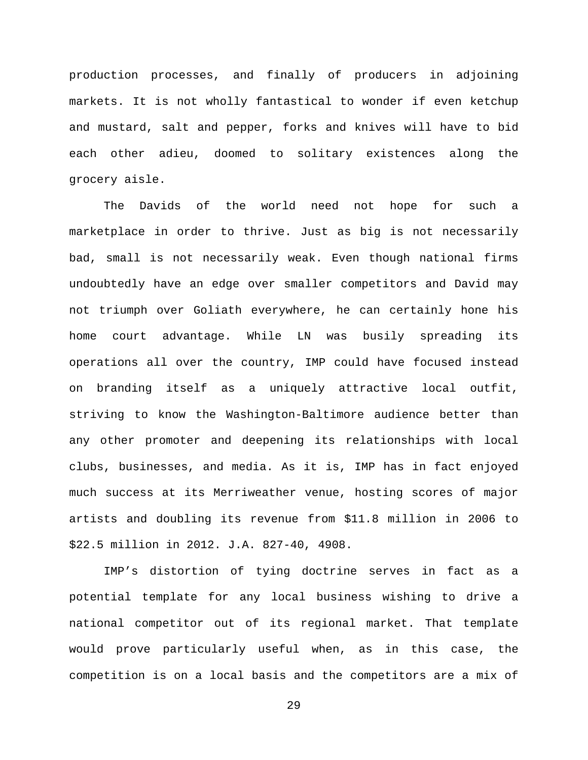production processes, and finally of producers in adjoining markets. It is not wholly fantastical to wonder if even ketchup and mustard, salt and pepper, forks and knives will have to bid each other adieu, doomed to solitary existences along the grocery aisle.

The Davids of the world need not hope for such a marketplace in order to thrive. Just as big is not necessarily bad, small is not necessarily weak. Even though national firms undoubtedly have an edge over smaller competitors and David may not triumph over Goliath everywhere, he can certainly hone his home court advantage. While LN was busily spreading its operations all over the country, IMP could have focused instead on branding itself as a uniquely attractive local outfit, striving to know the Washington-Baltimore audience better than any other promoter and deepening its relationships with local clubs, businesses, and media. As it is, IMP has in fact enjoyed much success at its Merriweather venue, hosting scores of major artists and doubling its revenue from $11.8 million in 2006 to $22.5 million in 2012. J.A. 827-40, 4908.

IMP's distortion of tying doctrine serves in fact as a potential template for any local business wishing to drive a national competitor out of its regional market. That template would prove particularly useful when, as in this case, the competition is on a local basis and the competitors are a mix of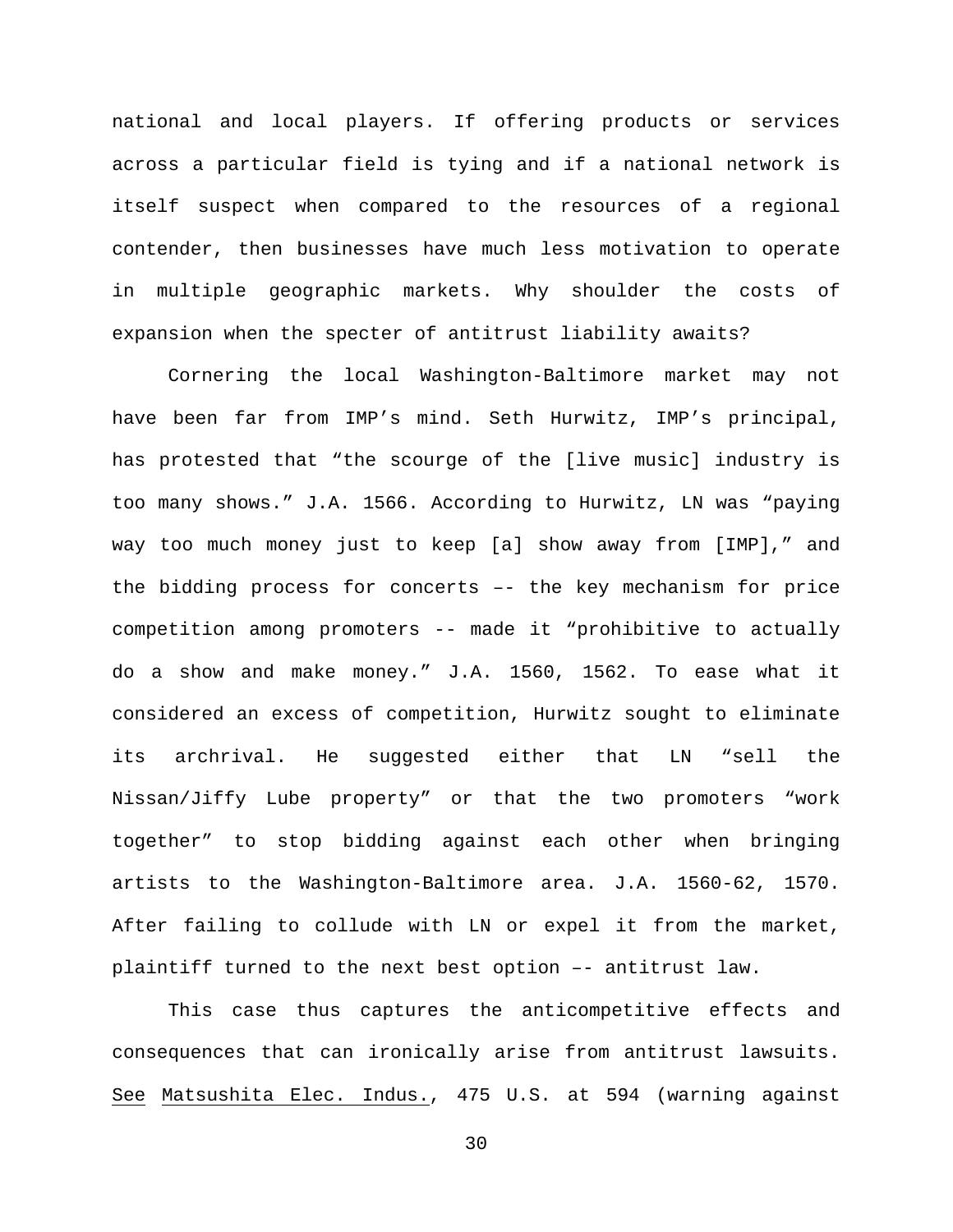national and local players. If offering products or services across a particular field is tying and if a national network is itself suspect when compared to the resources of a regional contender, then businesses have much less motivation to operate in multiple geographic markets. Why shoulder the costs of expansion when the specter of antitrust liability awaits?

Cornering the local Washington-Baltimore market may not have been far from IMP's mind. Seth Hurwitz, IMP's principal, has protested that "the scourge of the [live music] industry is too many shows." J.A. 1566. According to Hurwitz, LN was "paying way too much money just to keep [a] show away from [IMP]," and the bidding process for concerts –- the key mechanism for price competition among promoters -- made it "prohibitive to actually do a show and make money." J.A. 1560, 1562. To ease what it considered an excess of competition, Hurwitz sought to eliminate its archrival. He suggested either that LN "sell the Nissan/Jiffy Lube property" or that the two promoters "work together" to stop bidding against each other when bringing artists to the Washington-Baltimore area. J.A. 1560-62, 1570. After failing to collude with LN or expel it from the market, plaintiff turned to the next best option –- antitrust law.

This case thus captures the anticompetitive effects and consequences that can ironically arise from antitrust lawsuits. See Matsushita Elec. Indus., 475 U.S. at 594 (warning against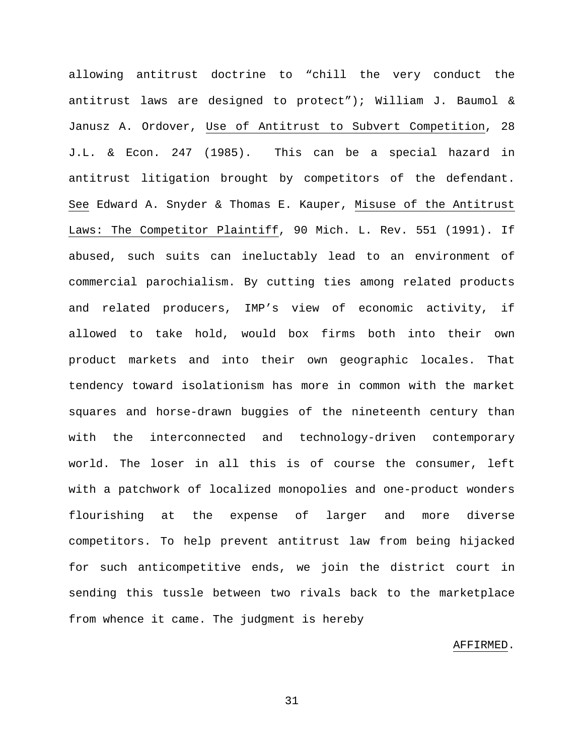allowing antitrust doctrine to "chill the very conduct the antitrust laws are designed to protect"); William J. Baumol & Janusz A. Ordover, _Use of Antitrust to Subvert Competition_, 28 J.L. & Econ. 247 (1985). This can be a special hazard in antitrust litigation brought by competitors of the defendant. _See_ Edward A. Snyder & Thomas E. Kauper, _Misuse of the Antitrust Laws: The Competitor Plaintiff_, 90 Mich. L. Rev. 551 (1991). If abused, such suits can ineluctably lead to an environment of commercial parochialism. By cutting ties among related products and related producers, IMP's view of economic activity, if allowed to take hold, would box firms both into their own product markets and into their own geographic locales. That tendency toward isolationism has more in common with the market squares and horse-drawn buggies of the nineteenth century than with the interconnected and technology-driven contemporary world. The loser in all this is of course the consumer, left with a patchwork of localized monopolies and one-product wonders flourishing at the expense of larger and more diverse competitors. To help prevent antitrust law from being hijacked for such anticompetitive ends, we join the district court in sending this tussle between two rivals back to the marketplace from whence it came. The judgment is hereby

_AFFIRMED_.